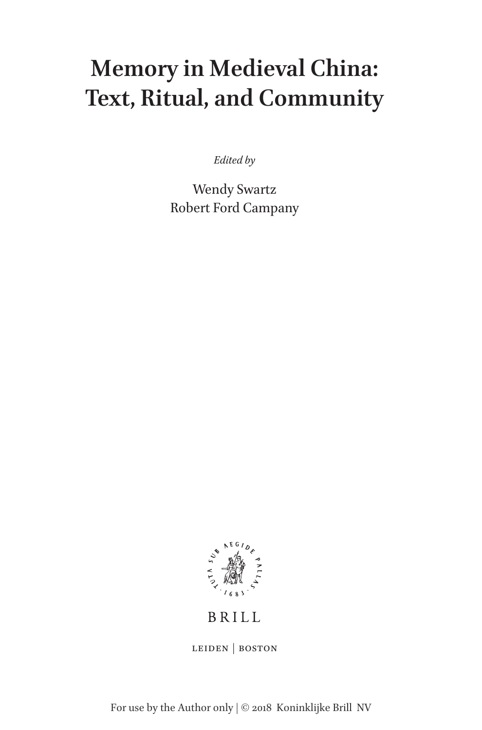# Memory in Medieval China: Text, Ritual, and Community

*Edited by*

Wendy Swartz
Robert Ford Campany

BRILL

LEIDEN | BOSTON

For use by the Author only | © 2018 Koninklijke Brill NV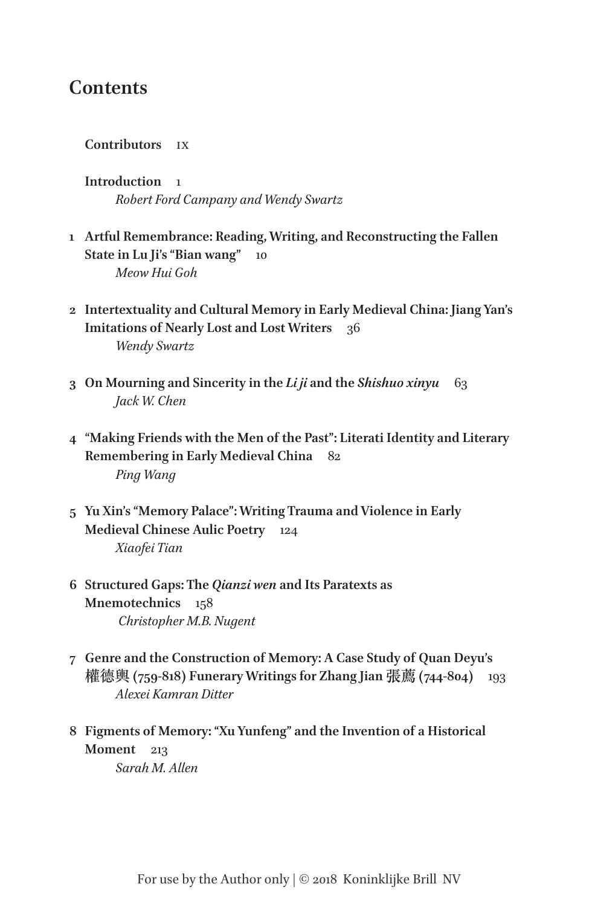# Contents

**Contributors** ix

**Introduction** 1
*Robert Ford Campany and Wendy Swartz*

1 **Artful Remembrance: Reading, Writing, and Reconstructing the Fallen State in Lu Ji's "Bian wang"** 10
*Meow Hui Goh*

2 **Intertextuality and Cultural Memory in Early Medieval China: Jiang Yan's Imitations of Nearly Lost and Lost Writers** 36
*Wendy Swartz*

3 **On Mourning and Sincerity in the *Li ji* and the *Shishuo xinyu*** 63
*Jack W. Chen*

4 **"Making Friends with the Men of the Past": Literati Identity and Literary Remembering in Early Medieval China** 82
*Ping Wang*

5 **Yu Xin's "Memory Palace": Writing Trauma and Violence in Early Medieval Chinese Aulic Poetry** 124
*Xiaofei Tian*

6 **Structured Gaps: The *Qianzi wen* and Its Paratexts as Mnemotechnics** 158
*Christopher M.B. Nugent*

7 **Genre and the Construction of Memory: A Case Study of Quan Deyu's 權德輿 (759-818) Funerary Writings for Zhang Jian 張薦 (744-804)** 193
*Alexei Kamran Ditter*

8 **Figments of Memory: "Xu Yunfeng" and the Invention of a Historical Moment** 213
*Sarah M. Allen*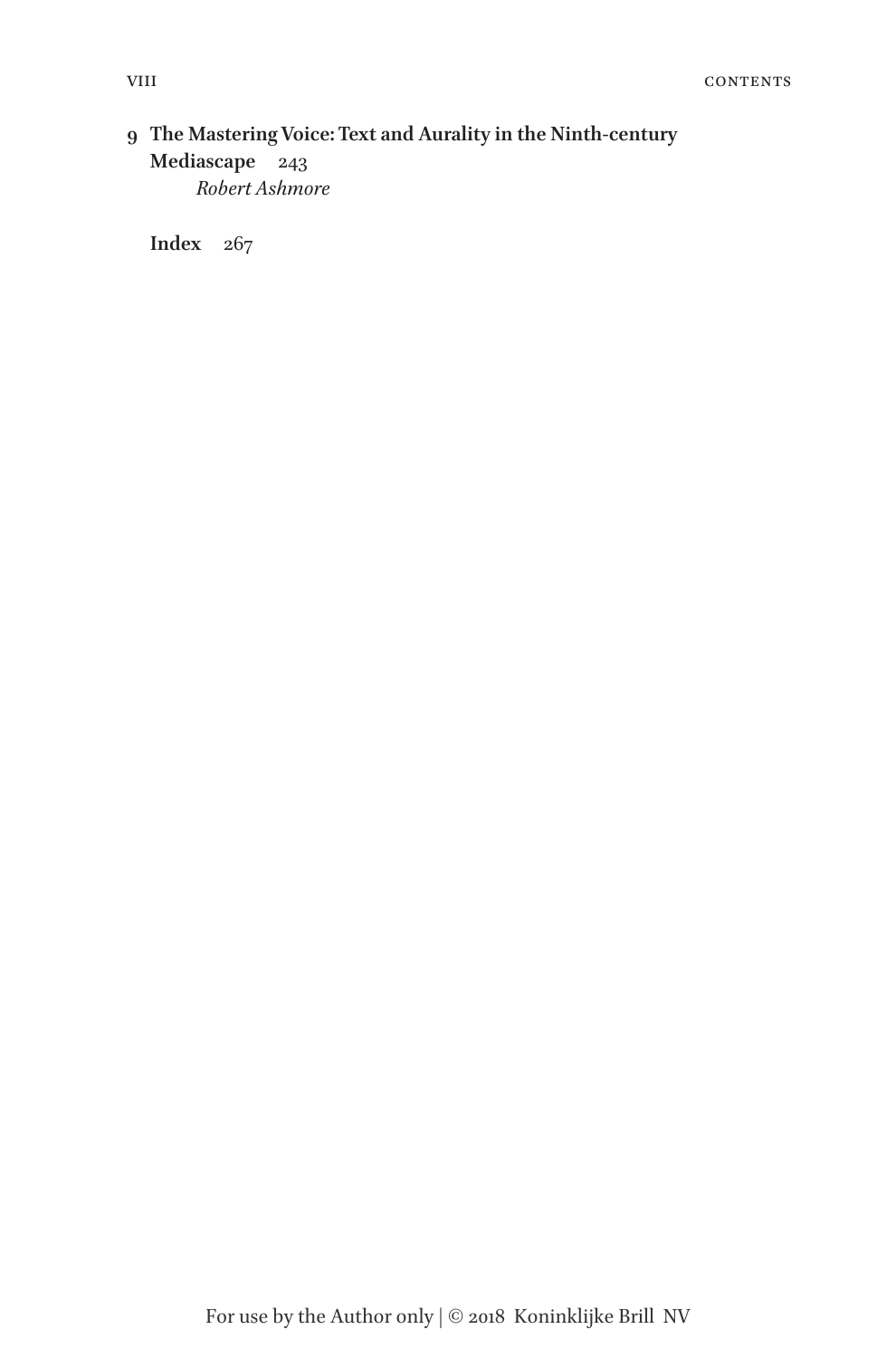9 **The Mastering Voice: Text and Aurality in the Ninth-century Mediascape** 243
*Robert Ashmore*

**Index** 267

For use by the Author only | © 2018 Koninklijke Brill NV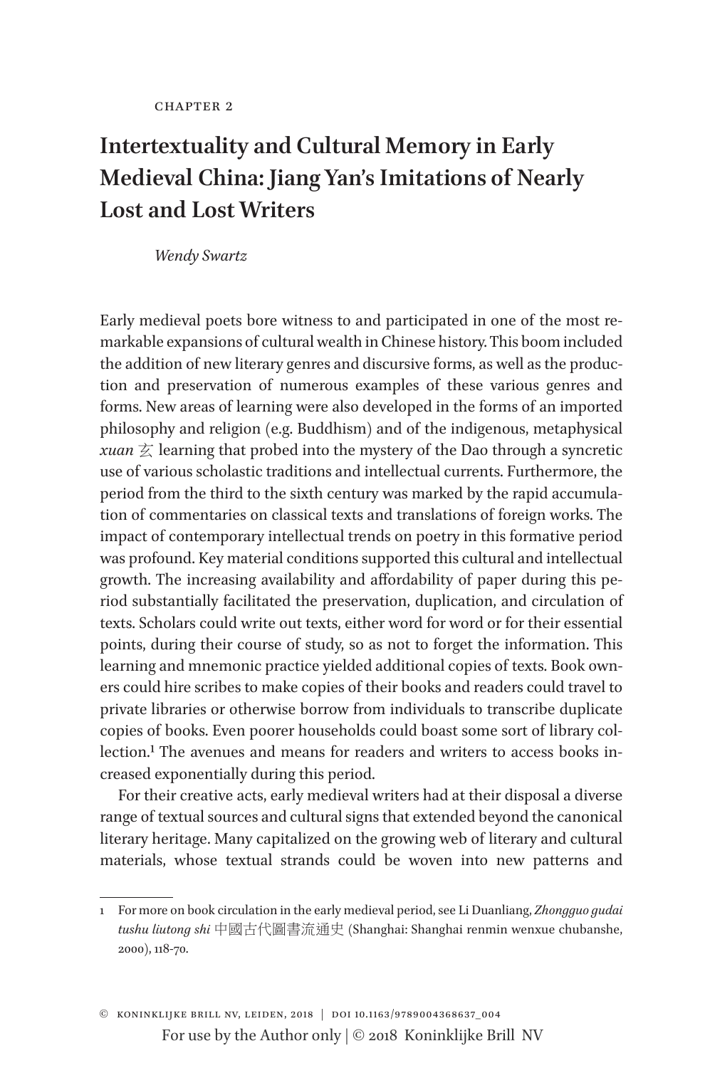Chapter 2

# Intertextuality and Cultural Memory in Early Medieval China: Jiang Yan's Imitations of Nearly Lost and Lost Writers

*Wendy Swartz*

Early medieval poets bore witness to and participated in one of the most remarkable expansions of cultural wealth in Chinese history. This boom included the addition of new literary genres and discursive forms, as well as the production and preservation of numerous examples of these various genres and forms. New areas of learning were also developed in the forms of an imported philosophy and religion (e.g. Buddhism) and of the indigenous, metaphysical *xuan* 玄 learning that probed into the mystery of the Dao through a syncretic use of various scholastic traditions and intellectual currents. Furthermore, the period from the third to the sixth century was marked by the rapid accumulation of commentaries on classical texts and translations of foreign works. The impact of contemporary intellectual trends on poetry in this formative period was profound. Key material conditions supported this cultural and intellectual growth. The increasing availability and affordability of paper during this period substantially facilitated the preservation, duplication, and circulation of texts. Scholars could write out texts, either word for word or for their essential points, during their course of study, so as not to forget the information. This learning and mnemonic practice yielded additional copies of texts. Book owners could hire scribes to make copies of their books and readers could travel to private libraries or otherwise borrow from individuals to transcribe duplicate copies of books. Even poorer households could boast some sort of library collection.[1] The avenues and means for readers and writers to access books increased exponentially during this period.

For their creative acts, early medieval writers had at their disposal a diverse range of textual sources and cultural signs that extended beyond the canonical literary heritage. Many capitalized on the growing web of literary and cultural materials, whose textual strands could be woven into new patterns and

1 For more on book circulation in the early medieval period, see Li Duanliang, *Zhongguo gudai tushu liutong shi* 中國古代圖書流通史 (Shanghai: Shanghai renmin wenxue chubanshe, 2000), 118-70.

© Koninklijke Brill NV, Leiden, 2018 | DOI 10.1163/9789004368637_004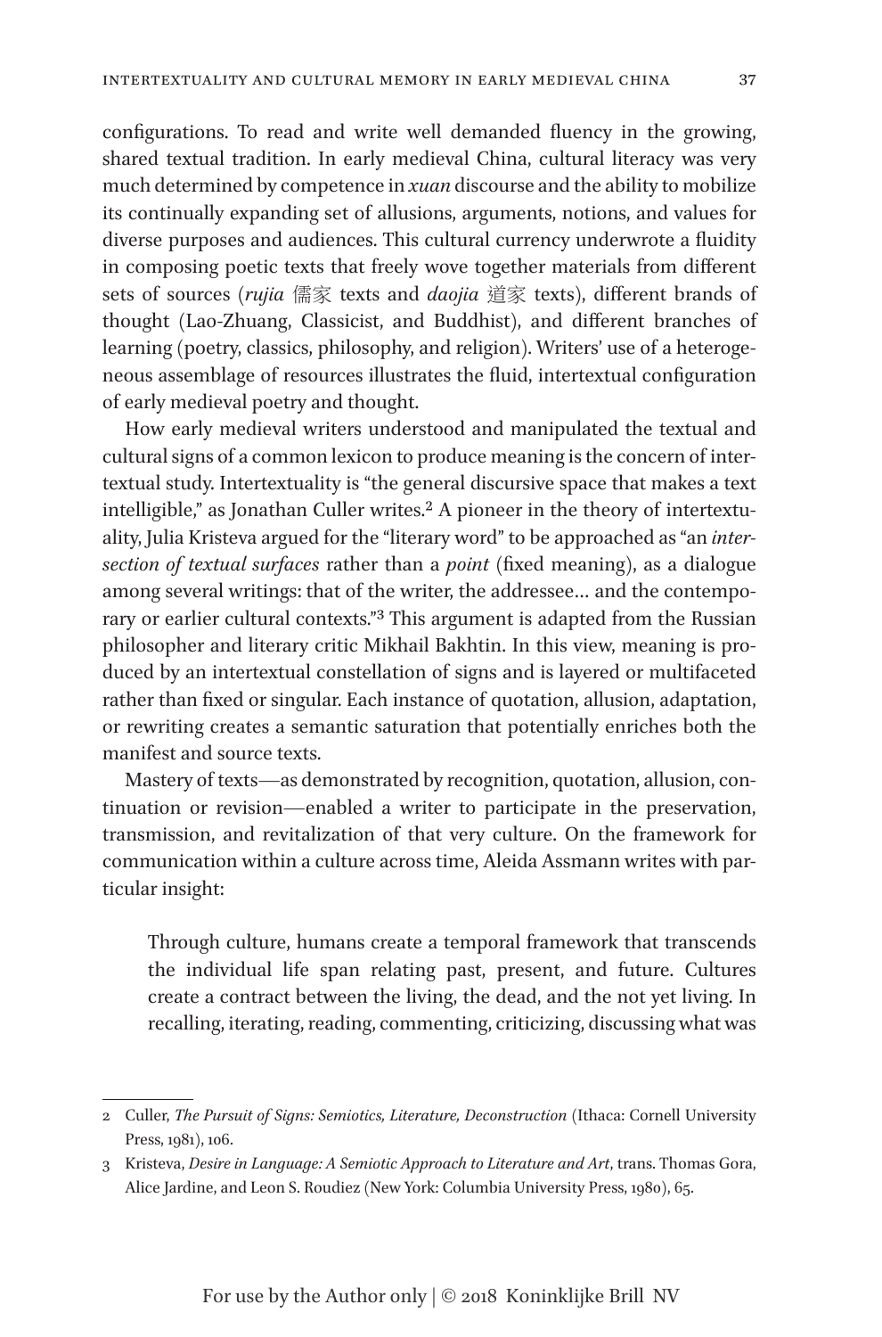configurations. To read and write well demanded fluency in the growing, shared textual tradition. In early medieval China, cultural literacy was very much determined by competence in *xuan* discourse and the ability to mobilize its continually expanding set of allusions, arguments, notions, and values for diverse purposes and audiences. This cultural currency underwrote a fluidity in composing poetic texts that freely wove together materials from different sets of sources (*rujia* 儒家 texts and *daojia* 道家 texts), different brands of thought (Lao-Zhuang, Classicist, and Buddhist), and different branches of learning (poetry, classics, philosophy, and religion). Writers' use of a heterogeneous assemblage of resources illustrates the fluid, intertextual configuration of early medieval poetry and thought.

How early medieval writers understood and manipulated the textual and cultural signs of a common lexicon to produce meaning is the concern of intertextual study. Intertextuality is "the general discursive space that makes a text intelligible," as Jonathan Culler writes.[2] A pioneer in the theory of intertextuality, Julia Kristeva argued for the "literary word" to be approached as "an *intersection of textual surfaces* rather than a *point* (fixed meaning), as a dialogue among several writings: that of the writer, the addressee… and the contemporary or earlier cultural contexts."[3] This argument is adapted from the Russian philosopher and literary critic Mikhail Bakhtin. In this view, meaning is produced by an intertextual constellation of signs and is layered or multifaceted rather than fixed or singular. Each instance of quotation, allusion, adaptation, or rewriting creates a semantic saturation that potentially enriches both the manifest and source texts.

Mastery of texts—as demonstrated by recognition, quotation, allusion, continuation or revision—enabled a writer to participate in the preservation, transmission, and revitalization of that very culture. On the framework for communication within a culture across time, Aleida Assmann writes with particular insight:

> Through culture, humans create a temporal framework that transcends the individual life span relating past, present, and future. Cultures create a contract between the living, the dead, and the not yet living. In recalling, iterating, reading, commenting, criticizing, discussing what was

---

2 Culler, *The Pursuit of Signs: Semiotics, Literature, Deconstruction* (Ithaca: Cornell University Press, 1981), 106.

3 Kristeva, *Desire in Language: A Semiotic Approach to Literature and Art*, trans. Thomas Gora, Alice Jardine, and Leon S. Roudiez (New York: Columbia University Press, 1980), 65.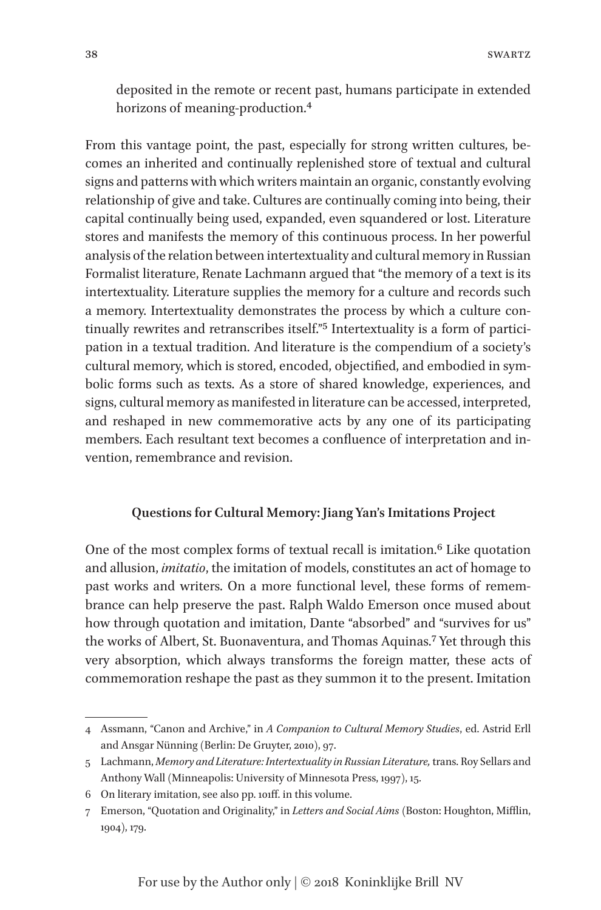deposited in the remote or recent past, humans participate in extended horizons of meaning-production.[4]

From this vantage point, the past, especially for strong written cultures, becomes an inherited and continually replenished store of textual and cultural signs and patterns with which writers maintain an organic, constantly evolving relationship of give and take. Cultures are continually coming into being, their capital continually being used, expanded, even squandered or lost. Literature stores and manifests the memory of this continuous process. In her powerful analysis of the relation between intertextuality and cultural memory in Russian Formalist literature, Renate Lachmann argued that "the memory of a text is its intertextuality. Literature supplies the memory for a culture and records such a memory. Intertextuality demonstrates the process by which a culture continually rewrites and retranscribes itself."[5] Intertextuality is a form of participation in a textual tradition. And literature is the compendium of a society's cultural memory, which is stored, encoded, objectified, and embodied in symbolic forms such as texts. As a store of shared knowledge, experiences, and signs, cultural memory as manifested in literature can be accessed, interpreted, and reshaped in new commemorative acts by any one of its participating members. Each resultant text becomes a confluence of interpretation and invention, remembrance and revision.

### Questions for Cultural Memory: Jiang Yan's Imitations Project

One of the most complex forms of textual recall is imitation.[6] Like quotation and allusion, *imitatio*, the imitation of models, constitutes an act of homage to past works and writers. On a more functional level, these forms of remembrance can help preserve the past. Ralph Waldo Emerson once mused about how through quotation and imitation, Dante "absorbed" and "survives for us" the works of Albert, St. Buonaventura, and Thomas Aquinas.[7] Yet through this very absorption, which always transforms the foreign matter, these acts of commemoration reshape the past as they summon it to the present. Imitation

---

4 Assmann, "Canon and Archive," in *A Companion to Cultural Memory Studies*, ed. Astrid Erll and Ansgar Nünning (Berlin: De Gruyter, 2010), 97.

5 Lachmann, *Memory and Literature: Intertextuality in Russian Literature,* trans. Roy Sellars and Anthony Wall (Minneapolis: University of Minnesota Press, 1997), 15.

6 On literary imitation, see also pp. 101ff. in this volume.

7 Emerson, "Quotation and Originality," in *Letters and Social Aims* (Boston: Houghton, Mifflin, 1904), 179.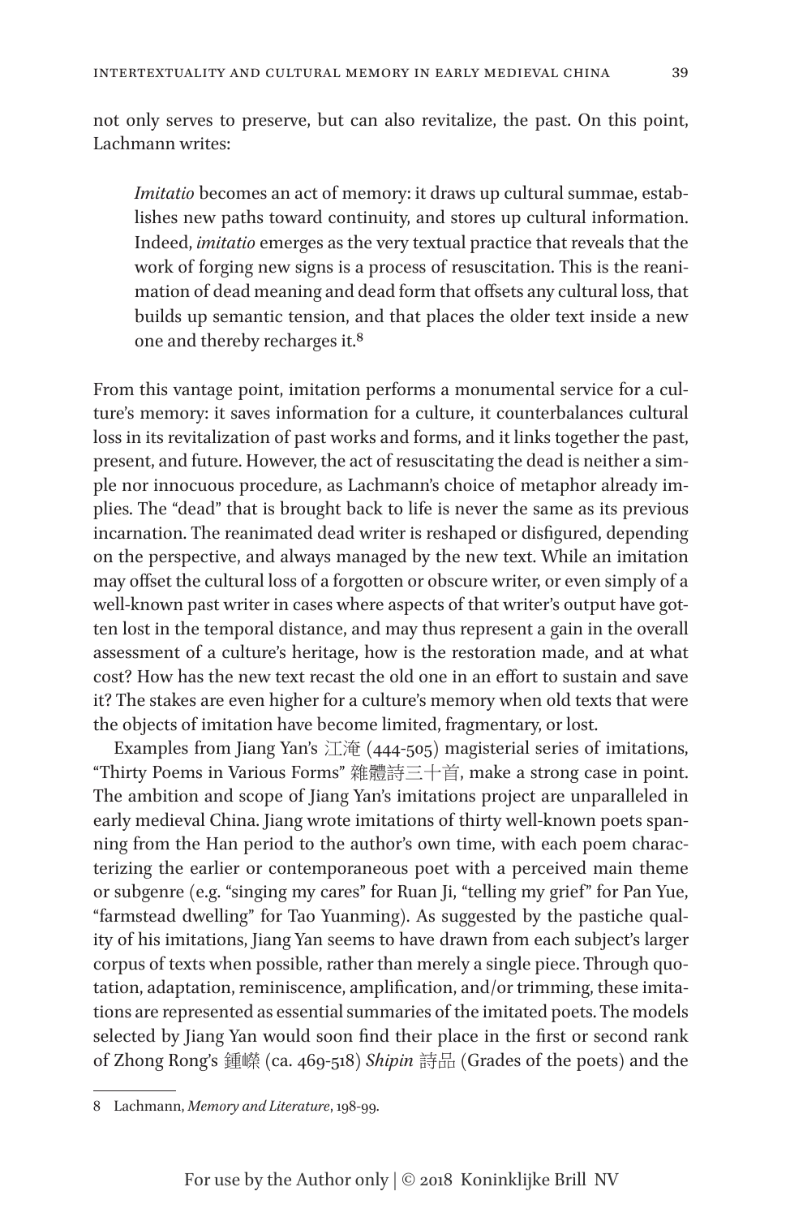not only serves to preserve, but can also revitalize, the past. On this point, Lachmann writes:

> *Imitatio* becomes an act of memory: it draws up cultural summae, establishes new paths toward continuity, and stores up cultural information. Indeed, *imitatio* emerges as the very textual practice that reveals that the work of forging new signs is a process of resuscitation. This is the reanimation of dead meaning and dead form that offsets any cultural loss, that builds up semantic tension, and that places the older text inside a new one and thereby recharges it.[8]

From this vantage point, imitation performs a monumental service for a culture's memory: it saves information for a culture, it counterbalances cultural loss in its revitalization of past works and forms, and it links together the past, present, and future. However, the act of resuscitating the dead is neither a simple nor innocuous procedure, as Lachmann's choice of metaphor already implies. The "dead" that is brought back to life is never the same as its previous incarnation. The reanimated dead writer is reshaped or disfigured, depending on the perspective, and always managed by the new text. While an imitation may offset the cultural loss of a forgotten or obscure writer, or even simply of a well-known past writer in cases where aspects of that writer's output have gotten lost in the temporal distance, and may thus represent a gain in the overall assessment of a culture's heritage, how is the restoration made, and at what cost? How has the new text recast the old one in an effort to sustain and save it? The stakes are even higher for a culture's memory when old texts that were the objects of imitation have become limited, fragmentary, or lost.

Examples from Jiang Yan's 江淹 (444-505) magisterial series of imitations, "Thirty Poems in Various Forms" 雜體詩三十首, make a strong case in point. The ambition and scope of Jiang Yan's imitations project are unparalleled in early medieval China. Jiang wrote imitations of thirty well-known poets spanning from the Han period to the author's own time, with each poem characterizing the earlier or contemporaneous poet with a perceived main theme or subgenre (e.g. "singing my cares" for Ruan Ji, "telling my grief" for Pan Yue, "farmstead dwelling" for Tao Yuanming). As suggested by the pastiche quality of his imitations, Jiang Yan seems to have drawn from each subject's larger corpus of texts when possible, rather than merely a single piece. Through quotation, adaptation, reminiscence, amplification, and/or trimming, these imitations are represented as essential summaries of the imitated poets. The models selected by Jiang Yan would soon find their place in the first or second rank of Zhong Rong's 鍾嶸 (ca. 469-518) *Shipin* 詩品 (Grades of the poets) and the

8 Lachmann, *Memory and Literature*, 198-99.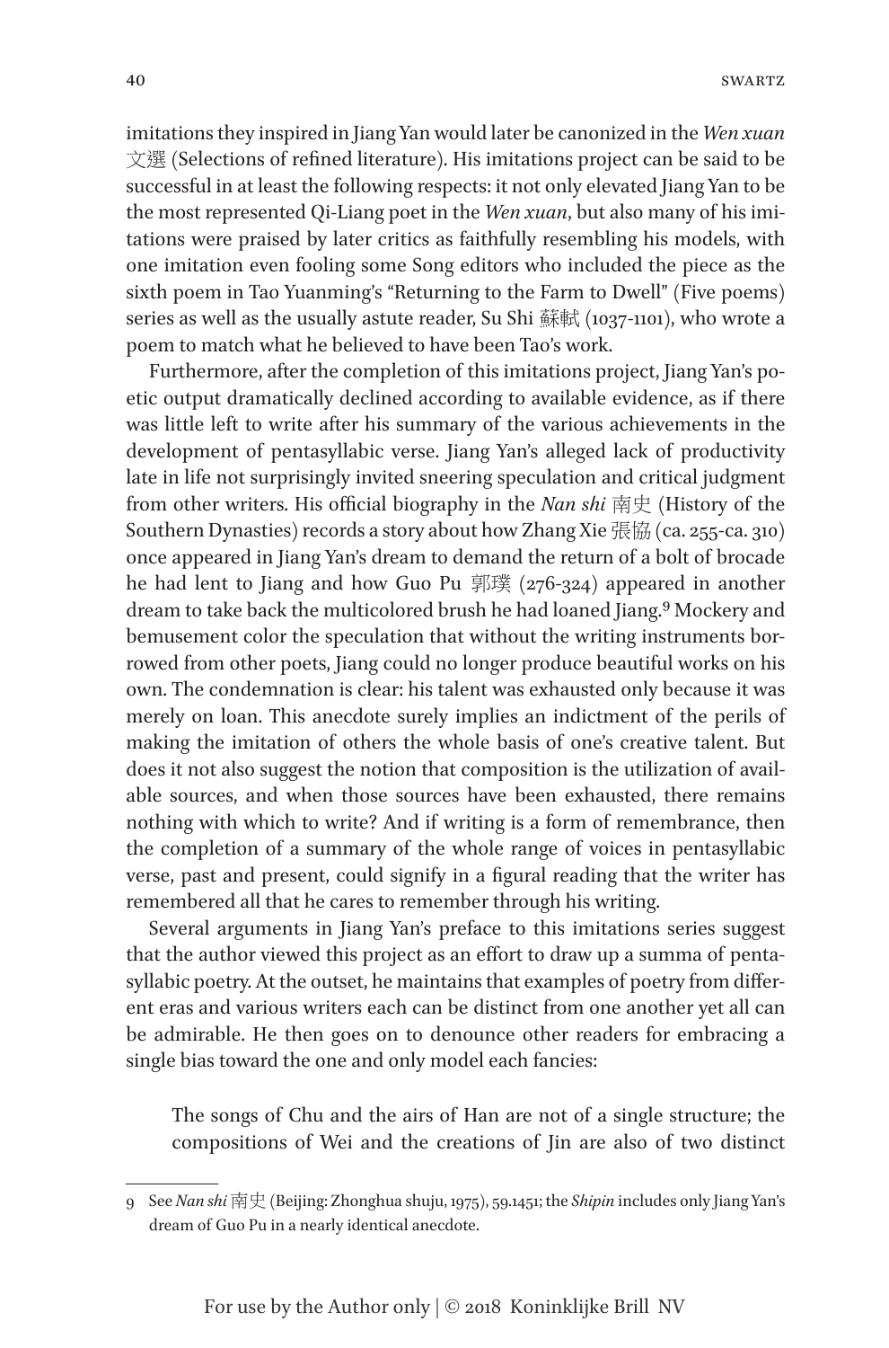imitations they inspired in Jiang Yan would later be canonized in the *Wen xuan* 文選 (Selections of refined literature). His imitations project can be said to be successful in at least the following respects: it not only elevated Jiang Yan to be the most represented Qi-Liang poet in the *Wen xuan*, but also many of his imitations were praised by later critics as faithfully resembling his models, with one imitation even fooling some Song editors who included the piece as the sixth poem in Tao Yuanming's "Returning to the Farm to Dwell" (Five poems) series as well as the usually astute reader, Su Shi 蘇軾 (1037-1101), who wrote a poem to match what he believed to have been Tao's work.

Furthermore, after the completion of this imitations project, Jiang Yan's poetic output dramatically declined according to available evidence, as if there was little left to write after his summary of the various achievements in the development of pentasyllabic verse. Jiang Yan's alleged lack of productivity late in life not surprisingly invited sneering speculation and critical judgment from other writers. His official biography in the *Nan shi* 南史 (History of the Southern Dynasties) records a story about how Zhang Xie 張協 (ca. 255-ca. 310) once appeared in Jiang Yan's dream to demand the return of a bolt of brocade he had lent to Jiang and how Guo Pu 郭璞 (276-324) appeared in another dream to take back the multicolored brush he had loaned Jiang.[9] Mockery and bemusement color the speculation that without the writing instruments borrowed from other poets, Jiang could no longer produce beautiful works on his own. The condemnation is clear: his talent was exhausted only because it was merely on loan. This anecdote surely implies an indictment of the perils of making the imitation of others the whole basis of one's creative talent. But does it not also suggest the notion that composition is the utilization of available sources, and when those sources have been exhausted, there remains nothing with which to write? And if writing is a form of remembrance, then the completion of a summary of the whole range of voices in pentasyllabic verse, past and present, could signify in a figural reading that the writer has remembered all that he cares to remember through his writing.

Several arguments in Jiang Yan's preface to this imitations series suggest that the author viewed this project as an effort to draw up a summa of pentasyllabic poetry. At the outset, he maintains that examples of poetry from different eras and various writers each can be distinct from one another yet all can be admirable. He then goes on to denounce other readers for embracing a single bias toward the one and only model each fancies:

> The songs of Chu and the airs of Han are not of a single structure; the compositions of Wei and the creations of Jin are also of two distinct

---

9 See *Nan shi* 南史 (Beijing: Zhonghua shuju, 1975), 59.1451; the *Shipin* includes only Jiang Yan's dream of Guo Pu in a nearly identical anecdote.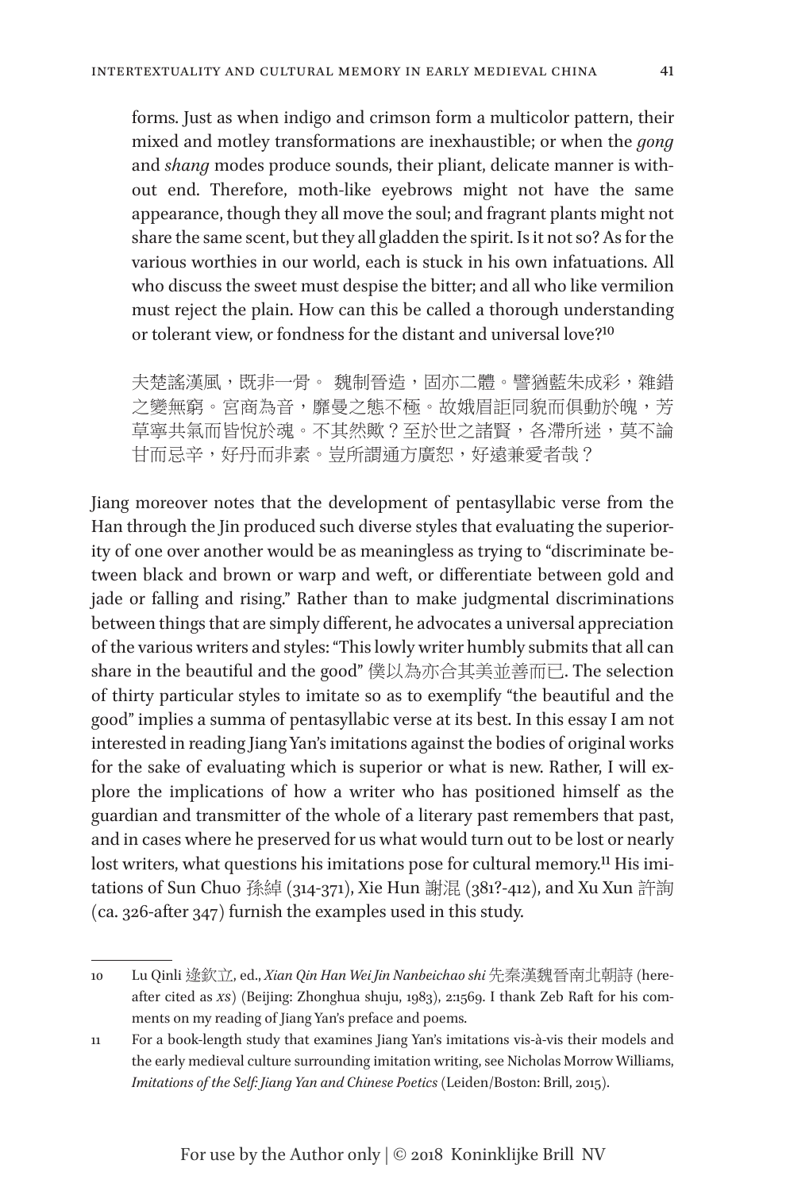forms. Just as when indigo and crimson form a multicolor pattern, their mixed and motley transformations are inexhaustible; or when the *gong* and *shang* modes produce sounds, their pliant, delicate manner is without end. Therefore, moth-like eyebrows might not have the same appearance, though they all move the soul; and fragrant plants might not share the same scent, but they all gladden the spirit. Is it not so? As for the various worthies in our world, each is stuck in his own infatuations. All who discuss the sweet must despise the bitter; and all who like vermilion must reject the plain. How can this be called a thorough understanding or tolerant view, or fondness for the distant and universal love?[10]

夫楚謠漢風，既非一骨。 魏制晉造，固亦二體。譬猶藍朱成彩，雜錯之變無窮。宮商為音，靡曼之態不極。故娥眉詎同貌而俱動於魄，芳草寧共氣而皆悅於魂。不其然歟？至於世之諸賢，各滯所迷，莫不論甘而忌辛，好丹而非素。豈所謂通方廣恕，好遠兼愛者哉？

Jiang moreover notes that the development of pentasyllabic verse from the Han through the Jin produced such diverse styles that evaluating the superiority of one over another would be as meaningless as trying to "discriminate between black and brown or warp and weft, or differentiate between gold and jade or falling and rising." Rather than to make judgmental discriminations between things that are simply different, he advocates a universal appreciation of the various writers and styles: "This lowly writer humbly submits that all can share in the beautiful and the good" 僕以為亦合其美並善而已. The selection of thirty particular styles to imitate so as to exemplify "the beautiful and the good" implies a summa of pentasyllabic verse at its best. In this essay I am not interested in reading Jiang Yan's imitations against the bodies of original works for the sake of evaluating which is superior or what is new. Rather, I will explore the implications of how a writer who has positioned himself as the guardian and transmitter of the whole of a literary past remembers that past, and in cases where he preserved for us what would turn out to be lost or nearly lost writers, what questions his imitations pose for cultural memory.[11] His imitations of Sun Chuo 孫綽 (314-371), Xie Hun 謝混 (381?-412), and Xu Xun 許詢 (ca. 326-after 347) furnish the examples used in this study.

---

10 Lu Qinli 逯欽立, ed., *Xian Qin Han Wei Jin Nanbeichao shi* 先秦漢魏晉南北朝詩 (hereafter cited as *XS*) (Beijing: Zhonghua shuju, 1983), 2:1569. I thank Zeb Raft for his comments on my reading of Jiang Yan's preface and poems.

11 For a book-length study that examines Jiang Yan's imitations vis-à-vis their models and the early medieval culture surrounding imitation writing, see Nicholas Morrow Williams, *Imitations of the Self: Jiang Yan and Chinese Poetics* (Leiden/Boston: Brill, 2015).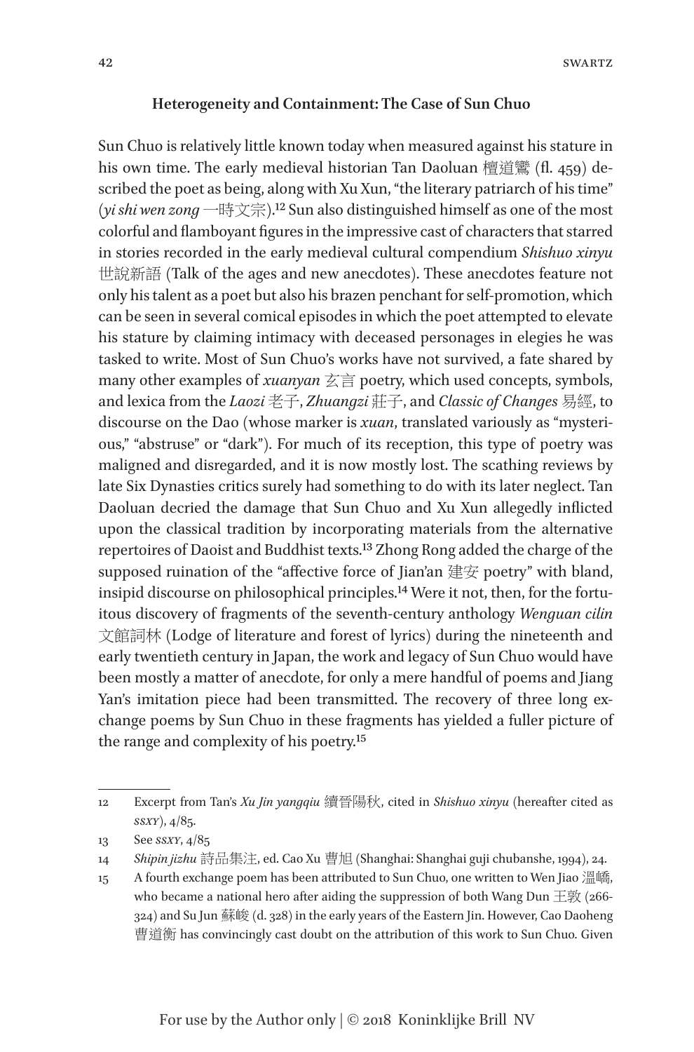### Heterogeneity and Containment: The Case of Sun Chuo

Sun Chuo is relatively little known today when measured against his stature in his own time. The early medieval historian Tan Daoluan 檀道鸞 (fl. 459) described the poet as being, along with Xu Xun, "the literary patriarch of his time" (*yi shi wen zong* 一時文宗).[12] Sun also distinguished himself as one of the most colorful and flamboyant figures in the impressive cast of characters that starred in stories recorded in the early medieval cultural compendium *Shishuo xinyu* 世說新語 (Talk of the ages and new anecdotes). These anecdotes feature not only his talent as a poet but also his brazen penchant for self-promotion, which can be seen in several comical episodes in which the poet attempted to elevate his stature by claiming intimacy with deceased personages in elegies he was tasked to write. Most of Sun Chuo's works have not survived, a fate shared by many other examples of *xuanyan* 玄言 poetry, which used concepts, symbols, and lexica from the *Laozi* 老子, *Zhuangzi* 莊子, and *Classic of Changes* 易經, to discourse on the Dao (whose marker is *xuan*, translated variously as "mysterious," "abstruse" or "dark"). For much of its reception, this type of poetry was maligned and disregarded, and it is now mostly lost. The scathing reviews by late Six Dynasties critics surely had something to do with its later neglect. Tan Daoluan decried the damage that Sun Chuo and Xu Xun allegedly inflicted upon the classical tradition by incorporating materials from the alternative repertoires of Daoist and Buddhist texts.[13] Zhong Rong added the charge of the supposed ruination of the "affective force of Jian'an 建安 poetry" with bland, insipid discourse on philosophical principles.[14] Were it not, then, for the fortuitous discovery of fragments of the seventh-century anthology *Wenguan cilin* 文館詞林 (Lodge of literature and forest of lyrics) during the nineteenth and early twentieth century in Japan, the work and legacy of Sun Chuo would have been mostly a matter of anecdote, for only a mere handful of poems and Jiang Yan's imitation piece had been transmitted. The recovery of three long exchange poems by Sun Chuo in these fragments has yielded a fuller picture of the range and complexity of his poetry.[15]

---

12 Excerpt from Tan's *Xu Jin yangqiu* 續晉陽秋, cited in *Shishuo xinyu* (hereafter cited as *SSXY*), 4/85.

13 See *SSXY*, 4/85

14 *Shipin jizhu* 詩品集注, ed. Cao Xu 曹旭 (Shanghai: Shanghai guji chubanshe, 1994), 24.

15 A fourth exchange poem has been attributed to Sun Chuo, one written to Wen Jiao 溫嶠, who became a national hero after aiding the suppression of both Wang Dun 王敦 (266-324) and Su Jun 蘇峻 (d. 328) in the early years of the Eastern Jin. However, Cao Daoheng 曹道衡 has convincingly cast doubt on the attribution of this work to Sun Chuo. Given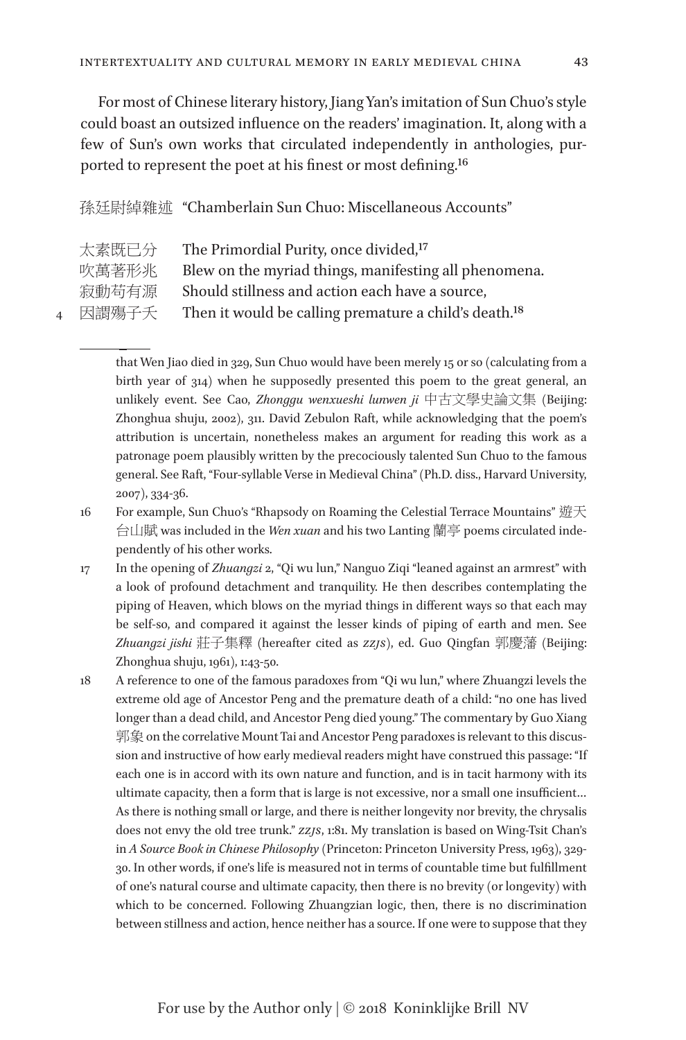For most of Chinese literary history, Jiang Yan's imitation of Sun Chuo's style could boast an outsized influence on the readers' imagination. It, along with a few of Sun's own works that circulated independently in anthologies, purported to represent the poet at his finest or most defining.[16]

孫廷尉綽雜述 "Chamberlain Sun Chuo: Miscellaneous Accounts"

| | | |
|---|---|---|
| | 太素既已分 | The Primordial Purity, once divided,[17] |
| | 吹萬著形兆 | Blew on the myriad things, manifesting all phenomena. |
| | 寂動苟有源 | Should stillness and action each have a source, |
| 4 | 因謂殤子夭 | Then it would be calling premature a child's death.[18] |

---

that Wen Jiao died in 329, Sun Chuo would have been merely 15 or so (calculating from a birth year of 314) when he supposedly presented this poem to the great general, an unlikely event. See Cao, *Zhonggu wenxueshi lunwen ji* 中古文學史論文集 (Beijing: Zhonghua shuju, 2002), 311. David Zebulon Raft, while acknowledging that the poem's attribution is uncertain, nonetheless makes an argument for reading this work as a patronage poem plausibly written by the precociously talented Sun Chuo to the famous general. See Raft, "Four-syllable Verse in Medieval China" (Ph.D. diss., Harvard University, 2007), 334-36.

16 For example, Sun Chuo's "Rhapsody on Roaming the Celestial Terrace Mountains" 遊天台山賦 was included in the *Wen xuan* and his two Lanting 蘭亭 poems circulated independently of his other works.

17 In the opening of *Zhuangzi* 2, "Qi wu lun," Nanguo Ziqi "leaned against an armrest" with a look of profound detachment and tranquility. He then describes contemplating the piping of Heaven, which blows on the myriad things in different ways so that each may be self-so, and compared it against the lesser kinds of piping of earth and men. See *Zhuangzi jishi* 莊子集釋 (hereafter cited as *ZZJS*), ed. Guo Qingfan 郭慶藩 (Beijing: Zhonghua shuju, 1961), 1:43-50.

18 A reference to one of the famous paradoxes from "Qi wu lun," where Zhuangzi levels the extreme old age of Ancestor Peng and the premature death of a child: "no one has lived longer than a dead child, and Ancestor Peng died young." The commentary by Guo Xiang 郭象 on the correlative Mount Tai and Ancestor Peng paradoxes is relevant to this discussion and instructive of how early medieval readers might have construed this passage: "If each one is in accord with its own nature and function, and is in tacit harmony with its ultimate capacity, then a form that is large is not excessive, nor a small one insufficient… As there is nothing small or large, and there is neither longevity nor brevity, the chrysalis does not envy the old tree trunk." *ZZJS*, 1:81. My translation is based on Wing-Tsit Chan's in *A Source Book in Chinese Philosophy* (Princeton: Princeton University Press, 1963), 329-30. In other words, if one's life is measured not in terms of countable time but fulfillment of one's natural course and ultimate capacity, then there is no brevity (or longevity) with which to be concerned. Following Zhuangzian logic, then, there is no discrimination between stillness and action, hence neither has a source. If one were to suppose that they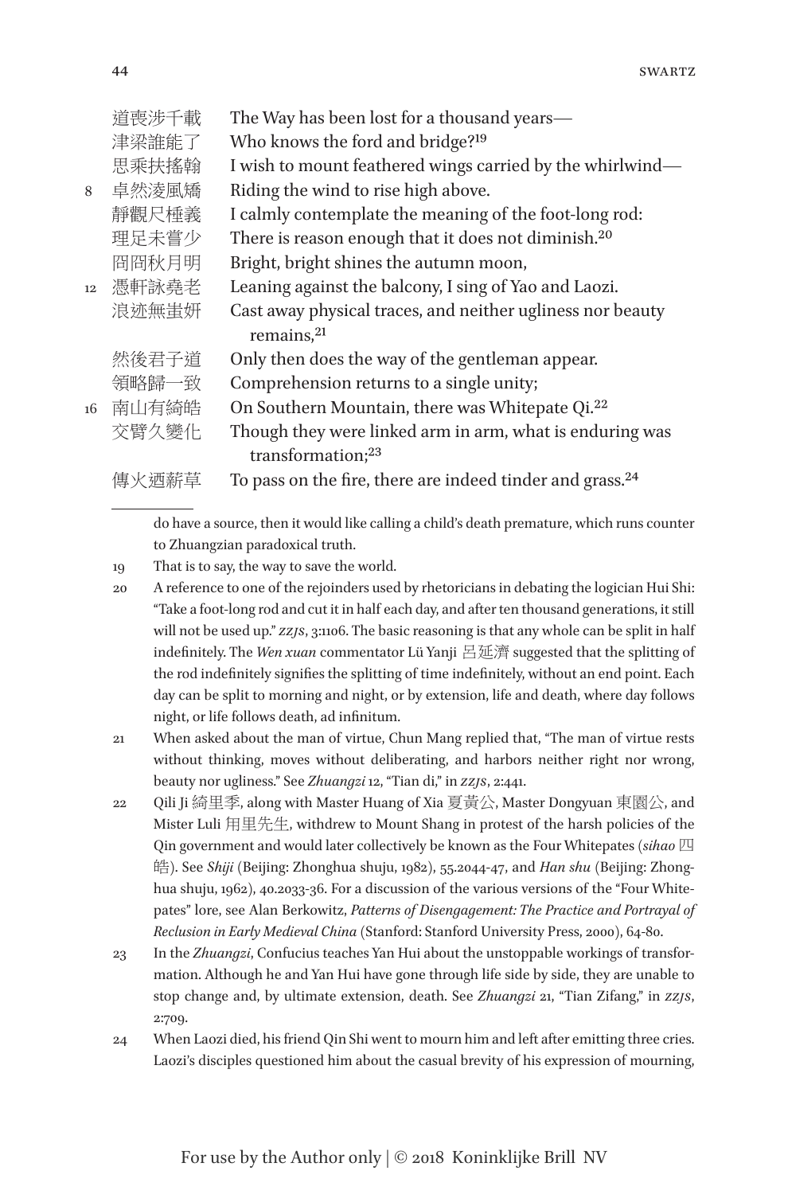| | | |
|---|---|---|
| | 道喪涉千載 | The Way has been lost for a thousand years— |
| | 津梁誰能了 | Who knows the ford and bridge?[19] |
| | 思乘扶搖翰 | I wish to mount feathered wings carried by the whirlwind— |
| 8 | 卓然淩風矯 | Riding the wind to rise high above. |
| | 靜觀尺棰義 | I calmly contemplate the meaning of the foot-long rod: |
| | 理足未嘗少 | There is reason enough that it does not diminish.[20] |
| | 冏冏秋月明 | Bright, bright shines the autumn moon, |
| 12 | 憑軒詠堯老 | Leaning against the balcony, I sing of Yao and Laozi. |
| | 浪迹無蚩妍 | Cast away physical traces, and neither ugliness nor beauty remains,[21] |
| | 然後君子道 | Only then does the way of the gentleman appear. |
| | 領略歸一致 | Comprehension returns to a single unity; |
| 16 | 南山有綺皓 | On Southern Mountain, there was Whitepate Qi.[22] |
| | 交臂久變化 | Though they were linked arm in arm, what is enduring was transformation;[23] |
| | 傳火迺薪草 | To pass on the fire, there are indeed tinder and grass.[24] |

---

do have a source, then it would like calling a child's death premature, which runs counter to Zhuangzian paradoxical truth.

19 That is to say, the way to save the world.

20 A reference to one of the rejoinders used by rhetoricians in debating the logician Hui Shi: "Take a foot-long rod and cut it in half each day, and after ten thousand generations, it still will not be used up." *ZZJS*, 3:1106. The basic reasoning is that any whole can be split in half indefinitely. The *Wen xuan* commentator Lü Yanji 呂延濟 suggested that the splitting of the rod indefinitely signifies the splitting of time indefinitely, without an end point. Each day can be split to morning and night, or by extension, life and death, where day follows night, or life follows death, ad infinitum.

21 When asked about the man of virtue, Chun Mang replied that, "The man of virtue rests without thinking, moves without deliberating, and harbors neither right nor wrong, beauty nor ugliness." See *Zhuangzi* 12, "Tian di," in *ZZJS*, 2:441.

22 Qili Ji 綺里季, along with Master Huang of Xia 夏黃公, Master Dongyuan 東園公, and Mister Luli 甪里先生, withdrew to Mount Shang in protest of the harsh policies of the Qin government and would later collectively be known as the Four Whitepates (*sihao* 四皓). See *Shiji* (Beijing: Zhonghua shuju, 1982), 55.2044-47, and *Han shu* (Beijing: Zhonghua shuju, 1962), 40.2033-36. For a discussion of the various versions of the "Four Whitepates" lore, see Alan Berkowitz, *Patterns of Disengagement: The Practice and Portrayal of Reclusion in Early Medieval China* (Stanford: Stanford University Press, 2000), 64-80.

23 In the *Zhuangzi*, Confucius teaches Yan Hui about the unstoppable workings of transformation. Although he and Yan Hui have gone through life side by side, they are unable to stop change and, by ultimate extension, death. See *Zhuangzi* 21, "Tian Zifang," in *ZZJS*, 2:709.

24 When Laozi died, his friend Qin Shi went to mourn him and left after emitting three cries. Laozi's disciples questioned him about the casual brevity of his expression of mourning,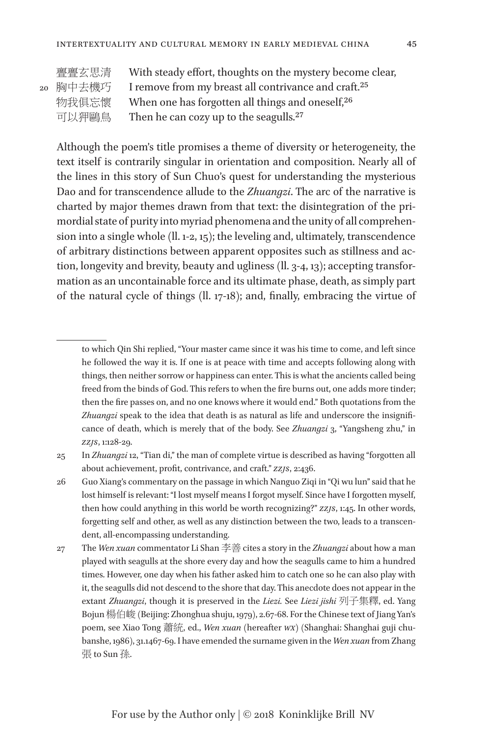| | | |
|---|---|---|
| | 亹亹玄思清 | With steady effort, thoughts on the mystery become clear, |
| 20 | 胸中去機巧 | I remove from my breast all contrivance and craft.[25] |
| | 物我俱忘懷 | When one has forgotten all things and oneself,[26] |
| | 可以狎鷗鳥 | Then he can cozy up to the seagulls.[27] |

Although the poem's title promises a theme of diversity or heterogeneity, the text itself is contrarily singular in orientation and composition. Nearly all of the lines in this story of Sun Chuo's quest for understanding the mysterious Dao and for transcendence allude to the *Zhuangzi*. The arc of the narrative is charted by major themes drawn from that text: the disintegration of the primordial state of purity into myriad phenomena and the unity of all comprehension into a single whole (ll. 1-2, 15); the leveling and, ultimately, transcendence of arbitrary distinctions between apparent opposites such as stillness and action, longevity and brevity, beauty and ugliness (ll. 3-4, 13); accepting transformation as an uncontainable force and its ultimate phase, death, as simply part of the natural cycle of things (ll. 17-18); and, finally, embracing the virtue of

---

to which Qin Shi replied, "Your master came since it was his time to come, and left since he followed the way it is. If one is at peace with time and accepts following along with things, then neither sorrow or happiness can enter. This is what the ancients called being freed from the binds of God. This refers to when the fire burns out, one adds more tinder; then the fire passes on, and no one knows where it would end." Both quotations from the *Zhuangzi* speak to the idea that death is as natural as life and underscore the insignificance of death, which is merely that of the body. See *Zhuangzi* 3, "Yangsheng zhu," in *ZZJS*, 1:128-29.

25 In *Zhuangzi* 12, "Tian di," the man of complete virtue is described as having "forgotten all about achievement, profit, contrivance, and craft." *ZZJS*, 2:436.

26 Guo Xiang's commentary on the passage in which Nanguo Ziqi in "Qi wu lun" said that he lost himself is relevant: "I lost myself means I forgot myself. Since have I forgotten myself, then how could anything in this world be worth recognizing?" *ZZJS*, 1:45. In other words, forgetting self and other, as well as any distinction between the two, leads to a transcendent, all-encompassing understanding.

27 The *Wen xuan* commentator Li Shan 李善 cites a story in the *Zhuangzi* about how a man played with seagulls at the shore every day and how the seagulls came to him a hundred times. However, one day when his father asked him to catch one so he can also play with it, the seagulls did not descend to the shore that day. This anecdote does not appear in the extant *Zhuangzi*, though it is preserved in the *Liezi*. See *Liezi jishi* 列子集釋, ed. Yang Bojun 楊伯峻 (Beijing: Zhonghua shuju, 1979), 2.67-68. For the Chinese text of Jiang Yan's poem, see Xiao Tong 蕭統, ed., *Wen xuan* (hereafter *WX*) (Shanghai: Shanghai guji chubanshe, 1986), 31.1467-69. I have emended the surname given in the *Wen xuan* from Zhang 張 to Sun 孫.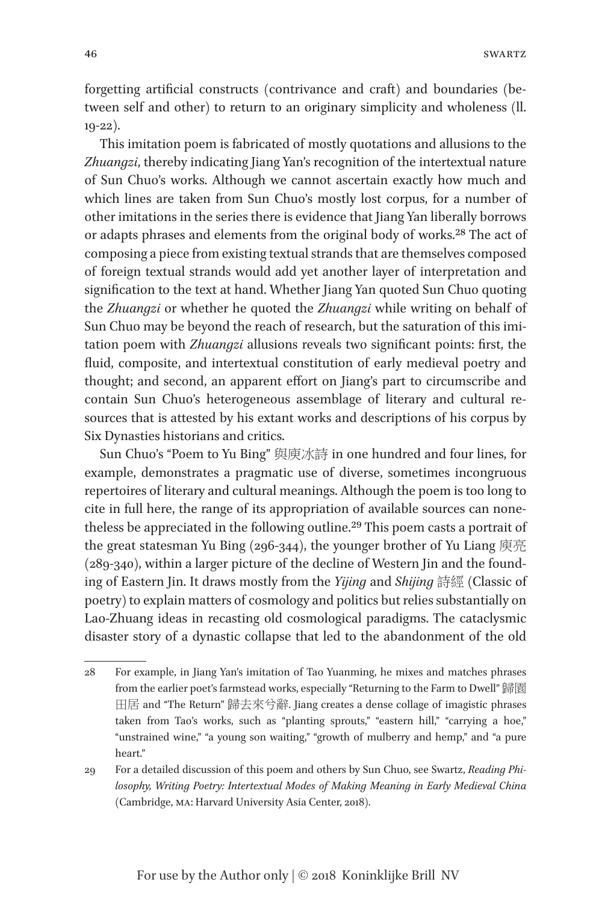forgetting artificial constructs (contrivance and craft) and boundaries (between self and other) to return to an originary simplicity and wholeness (ll. 19-22).

This imitation poem is fabricated of mostly quotations and allusions to the *Zhuangzi*, thereby indicating Jiang Yan's recognition of the intertextual nature of Sun Chuo's works. Although we cannot ascertain exactly how much and which lines are taken from Sun Chuo's mostly lost corpus, for a number of other imitations in the series there is evidence that Jiang Yan liberally borrows or adapts phrases and elements from the original body of works.[28] The act of composing a piece from existing textual strands that are themselves composed of foreign textual strands would add yet another layer of interpretation and signification to the text at hand. Whether Jiang Yan quoted Sun Chuo quoting the *Zhuangzi* or whether he quoted the *Zhuangzi* while writing on behalf of Sun Chuo may be beyond the reach of research, but the saturation of this imitation poem with *Zhuangzi* allusions reveals two significant points: first, the fluid, composite, and intertextual constitution of early medieval poetry and thought; and second, an apparent effort on Jiang's part to circumscribe and contain Sun Chuo's heterogeneous assemblage of literary and cultural resources that is attested by his extant works and descriptions of his corpus by Six Dynasties historians and critics.

Sun Chuo's "Poem to Yu Bing" 與庾冰詩 in one hundred and four lines, for example, demonstrates a pragmatic use of diverse, sometimes incongruous repertoires of literary and cultural meanings. Although the poem is too long to cite in full here, the range of its appropriation of available sources can nonetheless be appreciated in the following outline.[29] This poem casts a portrait of the great statesman Yu Bing (296-344), the younger brother of Yu Liang 庾亮 (289-340), within a larger picture of the decline of Western Jin and the founding of Eastern Jin. It draws mostly from the *Yijing* and *Shijing* 詩經 (Classic of poetry) to explain matters of cosmology and politics but relies substantially on Lao-Zhuang ideas in recasting old cosmological paradigms. The cataclysmic disaster story of a dynastic collapse that led to the abandonment of the old

---

28 For example, in Jiang Yan's imitation of Tao Yuanming, he mixes and matches phrases from the earlier poet's farmstead works, especially "Returning to the Farm to Dwell" 歸園田居 and "The Return" 歸去來兮辭. Jiang creates a dense collage of imagistic phrases taken from Tao's works, such as "planting sprouts," "eastern hill," "carrying a hoe," "unstrained wine," "a young son waiting," "growth of mulberry and hemp," and "a pure heart."

29 For a detailed discussion of this poem and others by Sun Chuo, see Swartz, *Reading Philosophy, Writing Poetry: Intertextual Modes of Making Meaning in Early Medieval China* (Cambridge, MA: Harvard University Asia Center, 2018).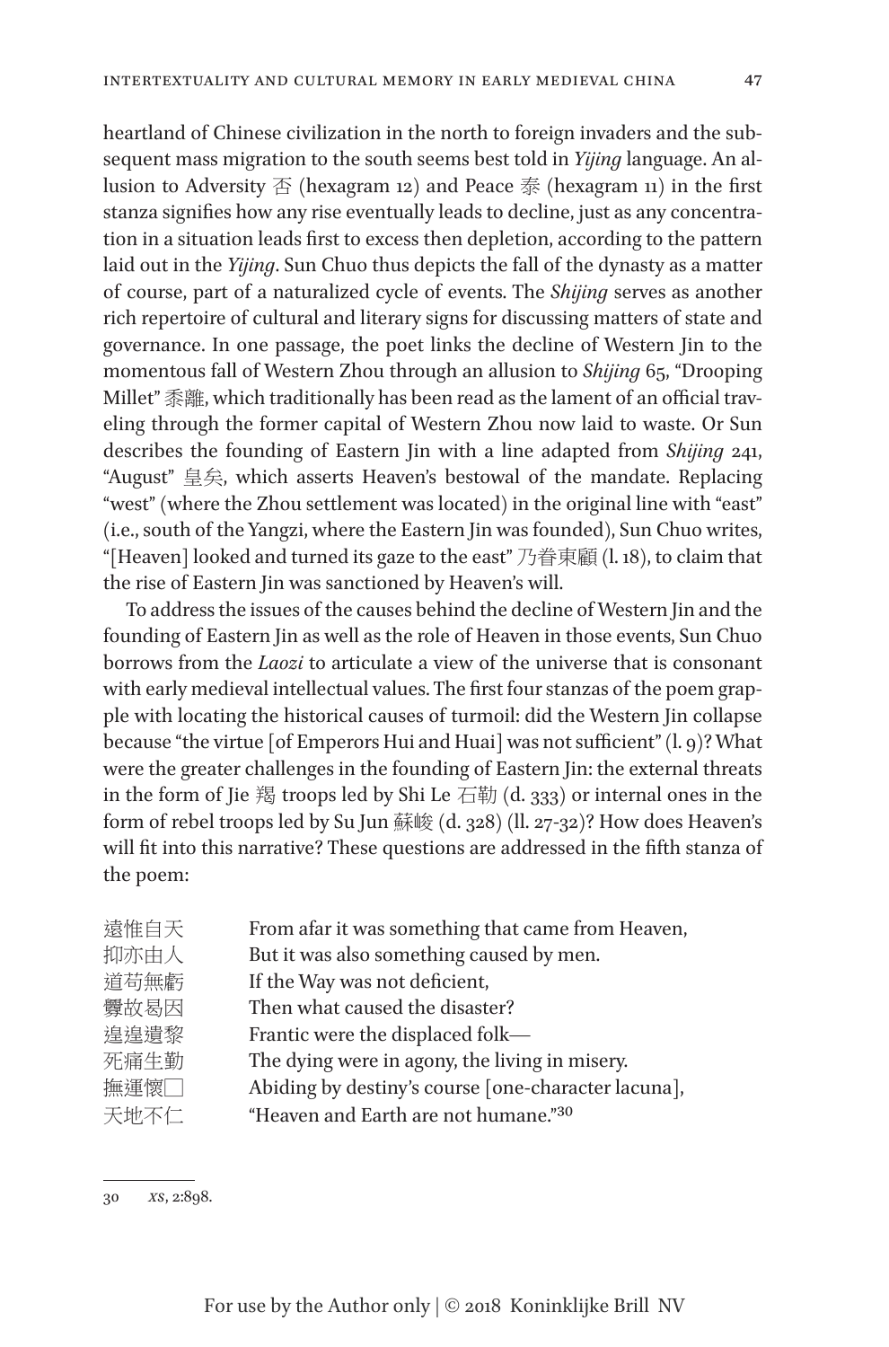heartland of Chinese civilization in the north to foreign invaders and the subsequent mass migration to the south seems best told in *Yijing* language. An allusion to Adversity 否 (hexagram 12) and Peace 泰 (hexagram 11) in the first stanza signifies how any rise eventually leads to decline, just as any concentration in a situation leads first to excess then depletion, according to the pattern laid out in the *Yijing*. Sun Chuo thus depicts the fall of the dynasty as a matter of course, part of a naturalized cycle of events. The *Shijing* serves as another rich repertoire of cultural and literary signs for discussing matters of state and governance. In one passage, the poet links the decline of Western Jin to the momentous fall of Western Zhou through an allusion to *Shijing* 65, "Drooping Millet" 黍離, which traditionally has been read as the lament of an official traveling through the former capital of Western Zhou now laid to waste. Or Sun describes the founding of Eastern Jin with a line adapted from *Shijing* 241, "August" 皇矣, which asserts Heaven's bestowal of the mandate. Replacing "west" (where the Zhou settlement was located) in the original line with "east" (i.e., south of the Yangzi, where the Eastern Jin was founded), Sun Chuo writes, "[Heaven] looked and turned its gaze to the east" 乃眷東顧 (l. 18), to claim that the rise of Eastern Jin was sanctioned by Heaven's will.

To address the issues of the causes behind the decline of Western Jin and the founding of Eastern Jin as well as the role of Heaven in those events, Sun Chuo borrows from the *Laozi* to articulate a view of the universe that is consonant with early medieval intellectual values. The first four stanzas of the poem grapple with locating the historical causes of turmoil: did the Western Jin collapse because "the virtue [of Emperors Hui and Huai] was not sufficient" (l. 9)? What were the greater challenges in the founding of Eastern Jin: the external threats in the form of Jie 羯 troops led by Shi Le 石勒 (d. 333) or internal ones in the form of rebel troops led by Su Jun 蘇峻 (d. 328) (ll. 27-32)? How does Heaven's will fit into this narrative? These questions are addressed in the fifth stanza of the poem:

| | |
|---|---|
| 遠惟自天 | From afar it was something that came from Heaven, |
| 抑亦由人 | But it was also something caused by men. |
| 道苟無虧 | If the Way was not deficient, |
| 釁故曷因 | Then what caused the disaster? |
| 遑遑遺黎 | Frantic were the displaced folk— |
| 死痛生勤 | The dying were in agony, the living in misery. |
| 撫運懷□ | Abiding by destiny's course [one-character lacuna], |
| 天地不仁 | "Heaven and Earth are not humane."[30] |

30 *XS*, 2:898.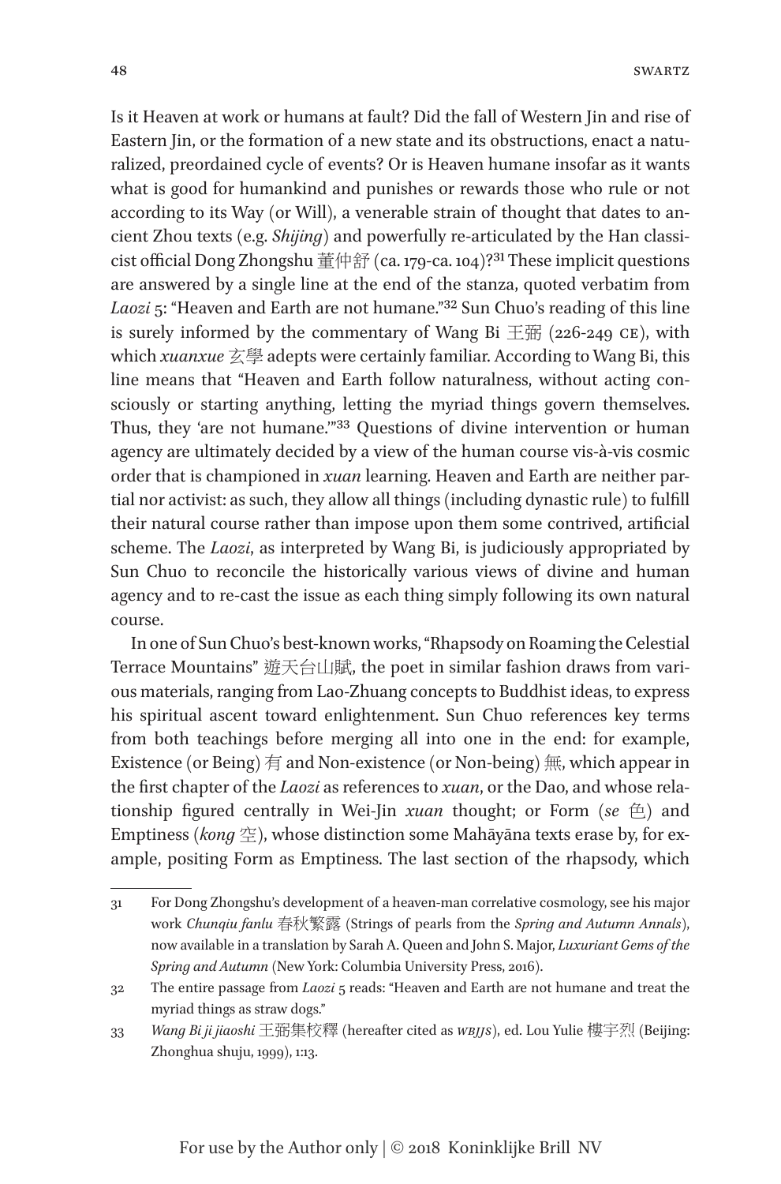Is it Heaven at work or humans at fault? Did the fall of Western Jin and rise of Eastern Jin, or the formation of a new state and its obstructions, enact a naturalized, preordained cycle of events? Or is Heaven humane insofar as it wants what is good for humankind and punishes or rewards those who rule or not according to its Way (or Will), a venerable strain of thought that dates to ancient Zhou texts (e.g. *Shijing*) and powerfully re-articulated by the Han classicist official Dong Zhongshu 董仲舒 (ca. 179-ca. 104)?[31] These implicit questions are answered by a single line at the end of the stanza, quoted verbatim from *Laozi* 5: "Heaven and Earth are not humane."[32] Sun Chuo's reading of this line is surely informed by the commentary of Wang Bi 王弼 (226-249 CE), with which *xuanxue* 玄學 adepts were certainly familiar. According to Wang Bi, this line means that "Heaven and Earth follow naturalness, without acting consciously or starting anything, letting the myriad things govern themselves. Thus, they 'are not humane.'"[33] Questions of divine intervention or human agency are ultimately decided by a view of the human course vis-à-vis cosmic order that is championed in *xuan* learning. Heaven and Earth are neither partial nor activist: as such, they allow all things (including dynastic rule) to fulfill their natural course rather than impose upon them some contrived, artificial scheme. The *Laozi*, as interpreted by Wang Bi, is judiciously appropriated by Sun Chuo to reconcile the historically various views of divine and human agency and to re-cast the issue as each thing simply following its own natural course.

In one of Sun Chuo's best-known works, "Rhapsody on Roaming the Celestial Terrace Mountains" 遊天台山賦, the poet in similar fashion draws from various materials, ranging from Lao-Zhuang concepts to Buddhist ideas, to express his spiritual ascent toward enlightenment. Sun Chuo references key terms from both teachings before merging all into one in the end: for example, Existence (or Being) 有 and Non-existence (or Non-being) 無, which appear in the first chapter of the *Laozi* as references to *xuan*, or the Dao, and whose relationship figured centrally in Wei-Jin *xuan* thought; or Form (*se* 色) and Emptiness (*kong* 空), whose distinction some Mahāyāna texts erase by, for example, positing Form as Emptiness. The last section of the rhapsody, which

---

31 For Dong Zhongshu's development of a heaven-man correlative cosmology, see his major work *Chunqiu fanlu* 春秋繁露 (Strings of pearls from the *Spring and Autumn Annals*), now available in a translation by Sarah A. Queen and John S. Major, *Luxuriant Gems of the Spring and Autumn* (New York: Columbia University Press, 2016).

32 The entire passage from *Laozi* 5 reads: "Heaven and Earth are not humane and treat the myriad things as straw dogs."

33 *Wang Bi ji jiaoshi* 王弼集校釋 (hereafter cited as *WBJJS*), ed. Lou Yulie 樓宇烈 (Beijing: Zhonghua shuju, 1999), 1:13.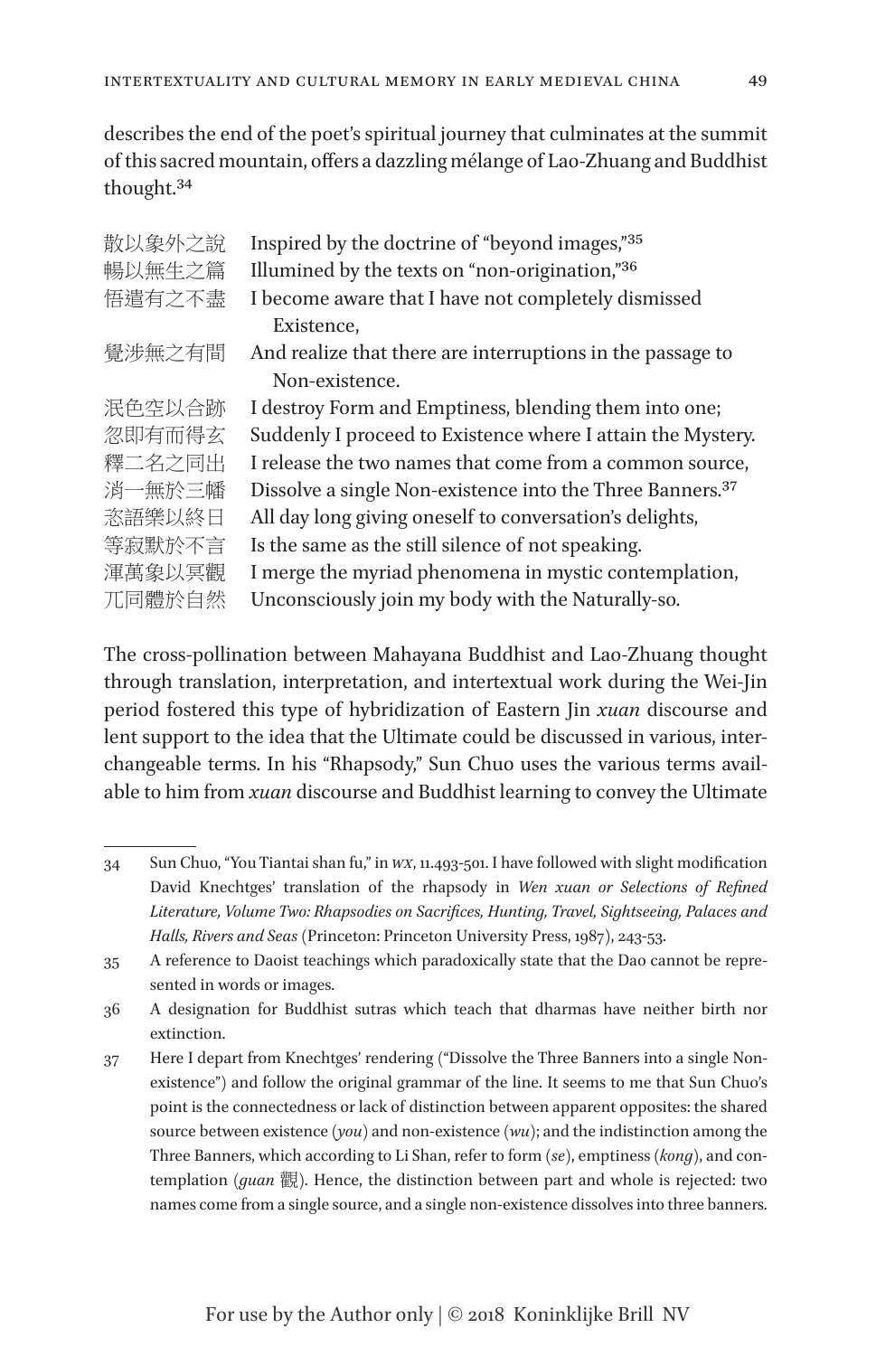describes the end of the poet's spiritual journey that culminates at the summit of this sacred mountain, offers a dazzling mélange of Lao-Zhuang and Buddhist thought.[34]

| | |
|---|---|
| 散以象外之說 | Inspired by the doctrine of "beyond images,"[35] |
| 暢以無生之篇 | Illumined by the texts on "non-origination,"[36] |
| 悟遣有之不盡 | I become aware that I have not completely dismissed Existence, |
| 覺涉無之有間 | And realize that there are interruptions in the passage to Non-existence. |
| 泯色空以合跡 | I destroy Form and Emptiness, blending them into one; |
| 忽即有而得玄 | Suddenly I proceed to Existence where I attain the Mystery. |
| 釋二名之同出 | I release the two names that come from a common source, |
| 消一無於三幡 | Dissolve a single Non-existence into the Three Banners.[37] |
| 恣語樂以終日 | All day long giving oneself to conversation's delights, |
| 等寂默於不言 | Is the same as the still silence of not speaking. |
| 渾萬象以冥觀 | I merge the myriad phenomena in mystic contemplation, |
| 兀同體於自然 | Unconsciously join my body with the Naturally-so. |

The cross-pollination between Mahayana Buddhist and Lao-Zhuang thought through translation, interpretation, and intertextual work during the Wei-Jin period fostered this type of hybridization of Eastern Jin *xuan* discourse and lent support to the idea that the Ultimate could be discussed in various, interchangeable terms. In his "Rhapsody," Sun Chuo uses the various terms available to him from *xuan* discourse and Buddhist learning to convey the Ultimate

---

34 Sun Chuo, "You Tiantai shan fu," in *WX*, 11.493-501. I have followed with slight modification David Knechtges' translation of the rhapsody in *Wen xuan or Selections of Refined Literature, Volume Two: Rhapsodies on Sacrifices, Hunting, Travel, Sightseeing, Palaces and Halls, Rivers and Seas* (Princeton: Princeton University Press, 1987), 243-53.

35 A reference to Daoist teachings which paradoxically state that the Dao cannot be represented in words or images.

36 A designation for Buddhist sutras which teach that dharmas have neither birth nor extinction.

37 Here I depart from Knechtges' rendering ("Dissolve the Three Banners into a single Non-existence") and follow the original grammar of the line. It seems to me that Sun Chuo's point is the connectedness or lack of distinction between apparent opposites: the shared source between existence (*you*) and non-existence (*wu*); and the indistinction among the Three Banners, which according to Li Shan, refer to form (*se*), emptiness (*kong*), and contemplation (*guan* 觀). Hence, the distinction between part and whole is rejected: two names come from a single source, and a single non-existence dissolves into three banners.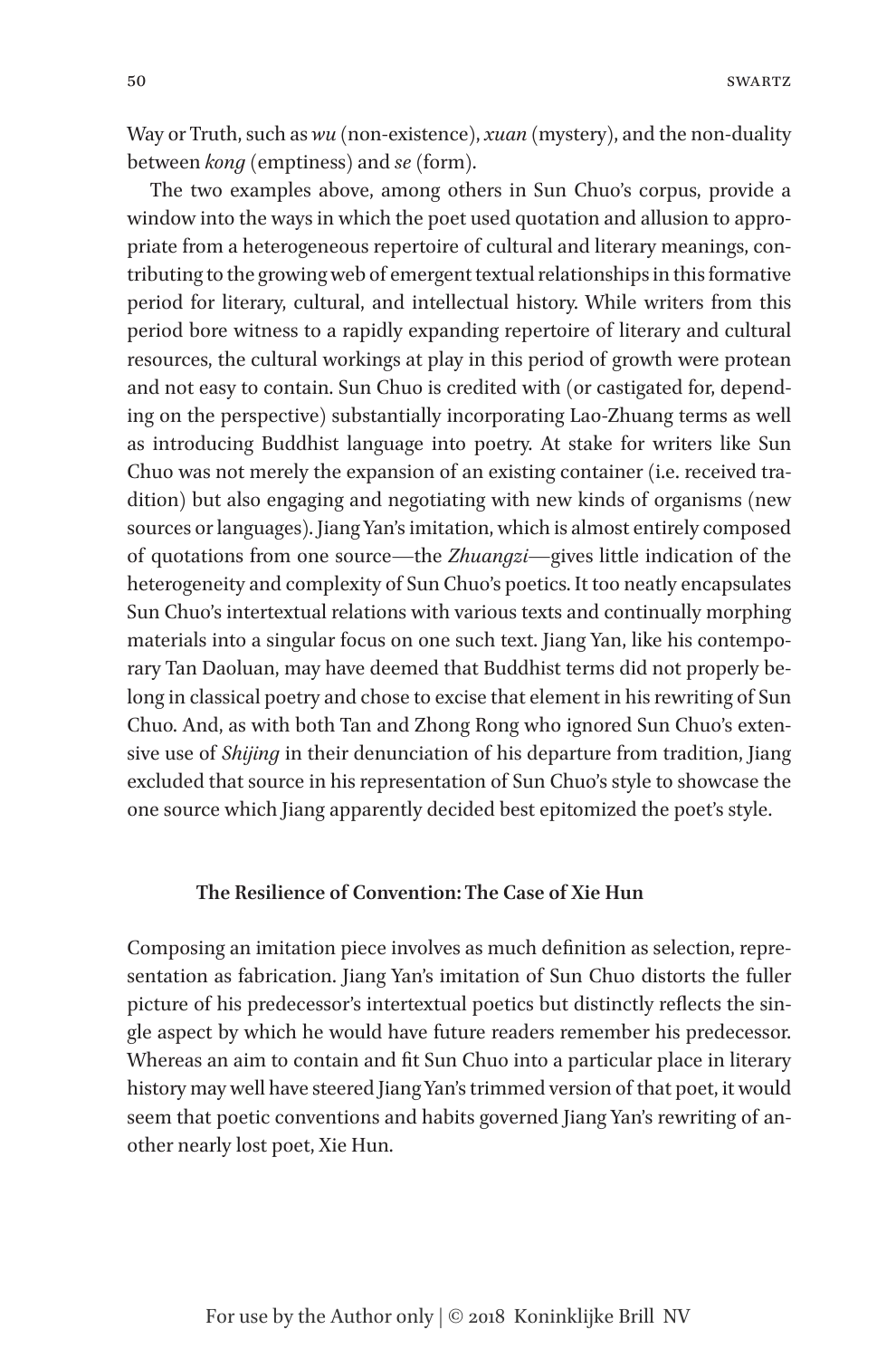Way or Truth, such as *wu* (non-existence), *xuan* (mystery), and the non-duality between *kong* (emptiness) and *se* (form).

The two examples above, among others in Sun Chuo's corpus, provide a window into the ways in which the poet used quotation and allusion to appropriate from a heterogeneous repertoire of cultural and literary meanings, contributing to the growing web of emergent textual relationships in this formative period for literary, cultural, and intellectual history. While writers from this period bore witness to a rapidly expanding repertoire of literary and cultural resources, the cultural workings at play in this period of growth were protean and not easy to contain. Sun Chuo is credited with (or castigated for, depending on the perspective) substantially incorporating Lao-Zhuang terms as well as introducing Buddhist language into poetry. At stake for writers like Sun Chuo was not merely the expansion of an existing container (i.e. received tradition) but also engaging and negotiating with new kinds of organisms (new sources or languages). Jiang Yan's imitation, which is almost entirely composed of quotations from one source—the *Zhuangzi*—gives little indication of the heterogeneity and complexity of Sun Chuo's poetics. It too neatly encapsulates Sun Chuo's intertextual relations with various texts and continually morphing materials into a singular focus on one such text. Jiang Yan, like his contemporary Tan Daoluan, may have deemed that Buddhist terms did not properly belong in classical poetry and chose to excise that element in his rewriting of Sun Chuo. And, as with both Tan and Zhong Rong who ignored Sun Chuo's extensive use of *Shijing* in their denunciation of his departure from tradition, Jiang excluded that source in his representation of Sun Chuo's style to showcase the one source which Jiang apparently decided best epitomized the poet's style.

### The Resilience of Convention: The Case of Xie Hun

Composing an imitation piece involves as much definition as selection, representation as fabrication. Jiang Yan's imitation of Sun Chuo distorts the fuller picture of his predecessor's intertextual poetics but distinctly reflects the single aspect by which he would have future readers remember his predecessor. Whereas an aim to contain and fit Sun Chuo into a particular place in literary history may well have steered Jiang Yan's trimmed version of that poet, it would seem that poetic conventions and habits governed Jiang Yan's rewriting of another nearly lost poet, Xie Hun.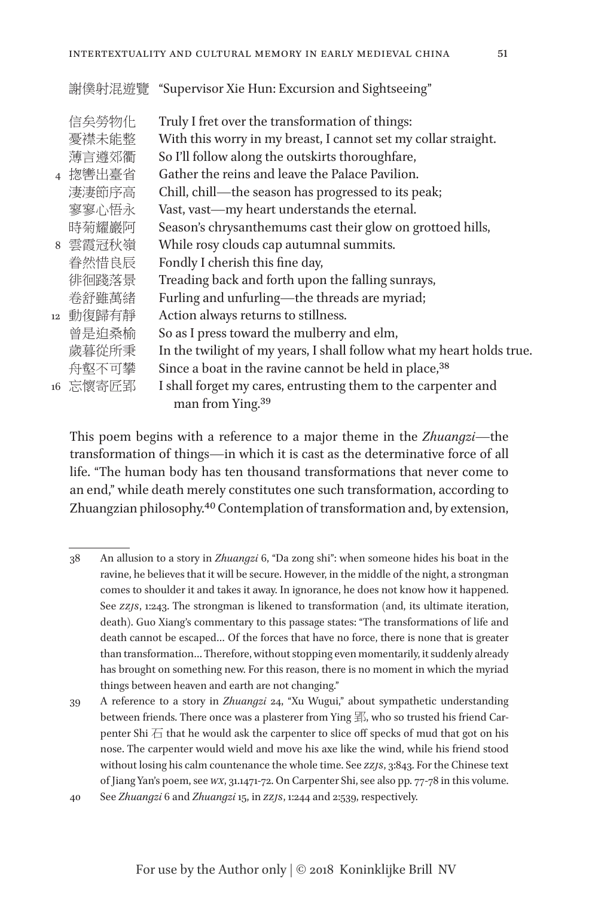謝僕射混遊覽 "Supervisor Xie Hun: Excursion and Sightseeing"

| | | |
|---|---|---|
| | 信矣勞物化 | Truly I fret over the transformation of things: |
| | 憂襟未能整 | With this worry in my breast, I cannot set my collar straight. |
| | 薄言遵郊衢 | So I'll follow along the outskirts thoroughfare, |
| 4 | 揔轡出臺省 | Gather the reins and leave the Palace Pavilion. |
| | 凄凄節序高 | Chill, chill—the season has progressed to its peak; |
| | 寥寥心悟永 | Vast, vast—my heart understands the eternal. |
| | 時菊耀巖阿 | Season's chrysanthemums cast their glow on grottoed hills, |
| 8 | 雲霞冠秋嶺 | While rosy clouds cap autumnal summits. |
| | 眷然惜良辰 | Fondly I cherish this fine day, |
| | 徘徊踐落景 | Treading back and forth upon the falling sunrays, |
| | 卷舒雖萬緒 | Furling and unfurling—the threads are myriad; |
| 12 | 動復歸有靜 | Action always returns to stillness. |
| | 曾是迫桑榆 | So as I press toward the mulberry and elm, |
| | 歲暮從所秉 | In the twilight of my years, I shall follow what my heart holds true. |
| | 舟壑不可攀 | Since a boat in the ravine cannot be held in place,[38] |
| 16 | 忘懷寄匠郢 | I shall forget my cares, entrusting them to the carpenter and man from Ying.[39] |

This poem begins with a reference to a major theme in the *Zhuangzi*—the transformation of things—in which it is cast as the determinative force of all life. "The human body has ten thousand transformations that never come to an end," while death merely constitutes one such transformation, according to Zhuangzian philosophy.[40] Contemplation of transformation and, by extension,

---

38 An allusion to a story in *Zhuangzi* 6, "Da zong shi": when someone hides his boat in the ravine, he believes that it will be secure. However, in the middle of the night, a strongman comes to shoulder it and takes it away. In ignorance, he does not know how it happened. See *ZZJS*, 1:243. The strongman is likened to transformation (and, its ultimate iteration, death). Guo Xiang's commentary to this passage states: "The transformations of life and death cannot be escaped… Of the forces that have no force, there is none that is greater than transformation… Therefore, without stopping even momentarily, it suddenly already has brought on something new. For this reason, there is no moment in which the myriad things between heaven and earth are not changing."

39 A reference to a story in *Zhuangzi* 24, "Xu Wugui," about sympathetic understanding between friends. There once was a plasterer from Ying 郢, who so trusted his friend Carpenter Shi 石 that he would ask the carpenter to slice off specks of mud that got on his nose. The carpenter would wield and move his axe like the wind, while his friend stood without losing his calm countenance the whole time. See *ZZJS*, 3:843. For the Chinese text of Jiang Yan's poem, see *WX*, 31.1471-72. On Carpenter Shi, see also pp. 77-78 in this volume.

40 See *Zhuangzi* 6 and *Zhuangzi* 15, in *ZZJS*, 1:244 and 2:539, respectively.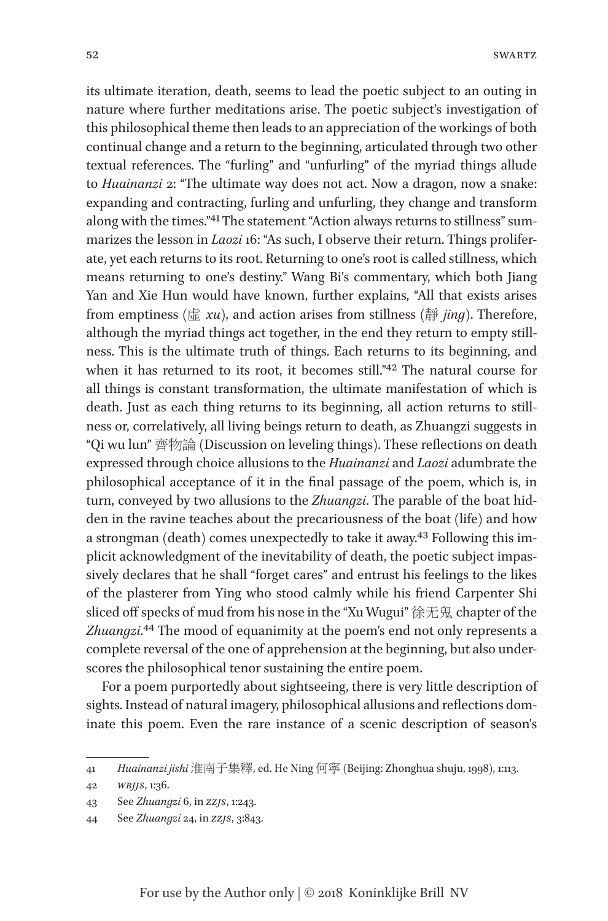its ultimate iteration, death, seems to lead the poetic subject to an outing in nature where further meditations arise. The poetic subject's investigation of this philosophical theme then leads to an appreciation of the workings of both continual change and a return to the beginning, articulated through two other textual references. The "furling" and "unfurling" of the myriad things allude to *Huainanzi* 2: "The ultimate way does not act. Now a dragon, now a snake: expanding and contracting, furling and unfurling, they change and transform along with the times."[41] The statement "Action always returns to stillness" summarizes the lesson in *Laozi* 16: "As such, I observe their return. Things proliferate, yet each returns to its root. Returning to one's root is called stillness, which means returning to one's destiny." Wang Bi's commentary, which both Jiang Yan and Xie Hun would have known, further explains, "All that exists arises from emptiness (虛 *xu*), and action arises from stillness (靜 *jing*). Therefore, although the myriad things act together, in the end they return to empty stillness. This is the ultimate truth of things. Each returns to its beginning, and when it has returned to its root, it becomes still."[42] The natural course for all things is constant transformation, the ultimate manifestation of which is death. Just as each thing returns to its beginning, all action returns to stillness or, correlatively, all living beings return to death, as Zhuangzi suggests in "Qi wu lun" 齊物論 (Discussion on leveling things). These reflections on death expressed through choice allusions to the *Huainanzi* and *Laozi* adumbrate the philosophical acceptance of it in the final passage of the poem, which is, in turn, conveyed by two allusions to the *Zhuangzi*. The parable of the boat hidden in the ravine teaches about the precariousness of the boat (life) and how a strongman (death) comes unexpectedly to take it away.[43] Following this implicit acknowledgment of the inevitability of death, the poetic subject impassively declares that he shall "forget cares" and entrust his feelings to the likes of the plasterer from Ying who stood calmly while his friend Carpenter Shi sliced off specks of mud from his nose in the "Xu Wugui" 徐无鬼 chapter of the *Zhuangzi*.[44] The mood of equanimity at the poem's end not only represents a complete reversal of the one of apprehension at the beginning, but also underscores the philosophical tenor sustaining the entire poem.

For a poem purportedly about sightseeing, there is very little description of sights. Instead of natural imagery, philosophical allusions and reflections dominate this poem. Even the rare instance of a scenic description of season's

41 *Huainanzi jishi* 淮南子集釋, ed. He Ning 何寧 (Beijing: Zhonghua shuju, 1998), 1:113.

42 *WBJJS*, 1:36.

43 See *Zhuangzi* 6, in *ZZJS*, 1:243.

44 See *Zhuangzi* 24, in *ZZJS*, 3:843.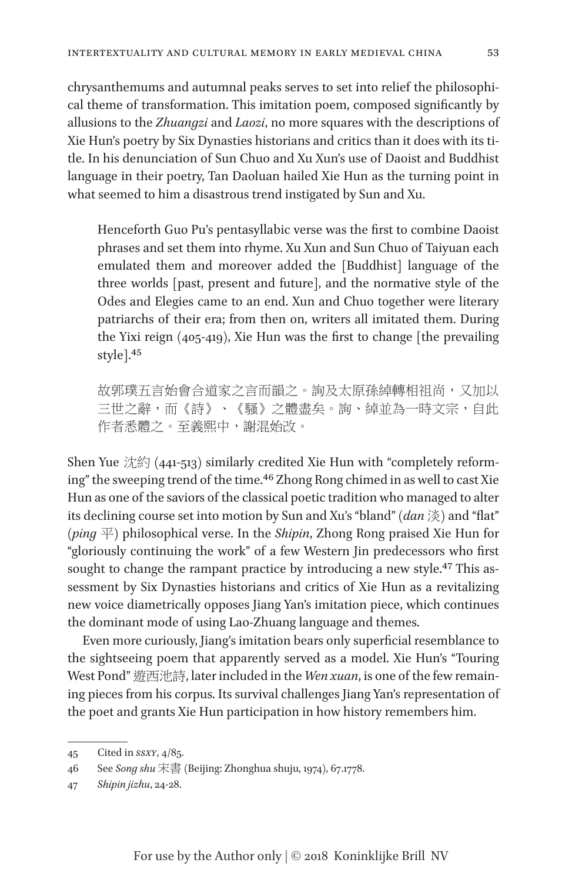chrysanthemums and autumnal peaks serves to set into relief the philosophical theme of transformation. This imitation poem, composed significantly by allusions to the *Zhuangzi* and *Laozi*, no more squares with the descriptions of Xie Hun's poetry by Six Dynasties historians and critics than it does with its title. In his denunciation of Sun Chuo and Xu Xun's use of Daoist and Buddhist language in their poetry, Tan Daoluan hailed Xie Hun as the turning point in what seemed to him a disastrous trend instigated by Sun and Xu.

> Henceforth Guo Pu's pentasyllabic verse was the first to combine Daoist phrases and set them into rhyme. Xu Xun and Sun Chuo of Taiyuan each emulated them and moreover added the [Buddhist] language of the three worlds [past, present and future], and the normative style of the Odes and Elegies came to an end. Xun and Chuo together were literary patriarchs of their era; from then on, writers all imitated them. During the Yixi reign (405-419), Xie Hun was the first to change [the prevailing style].[45]
>
> 故郭璞五言始會合道家之言而韻之。詢及太原孫綽轉相祖尚，又加以三世之辭，而《詩》、《騷》之體盡矣。詢、綽並為一時文宗，自此作者悉體之。至義熙中，謝混始改。

Shen Yue 沈約 (441-513) similarly credited Xie Hun with "completely reforming" the sweeping trend of the time.[46] Zhong Rong chimed in as well to cast Xie Hun as one of the saviors of the classical poetic tradition who managed to alter its declining course set into motion by Sun and Xu's "bland" (*dan* 淡) and "flat" (*ping* 平) philosophical verse. In the *Shipin*, Zhong Rong praised Xie Hun for "gloriously continuing the work" of a few Western Jin predecessors who first sought to change the rampant practice by introducing a new style.[47] This assessment by Six Dynasties historians and critics of Xie Hun as a revitalizing new voice diametrically opposes Jiang Yan's imitation piece, which continues the dominant mode of using Lao-Zhuang language and themes.

Even more curiously, Jiang's imitation bears only superficial resemblance to the sightseeing poem that apparently served as a model. Xie Hun's "Touring West Pond" 遊西池詩, later included in the *Wen xuan*, is one of the few remaining pieces from his corpus. Its survival challenges Jiang Yan's representation of the poet and grants Xie Hun participation in how history remembers him.

---

45 Cited in *SSXY*, 4/85.

46 See *Song shu* 宋書 (Beijing: Zhonghua shuju, 1974), 67.1778.

47 *Shipin jizhu*, 24-28.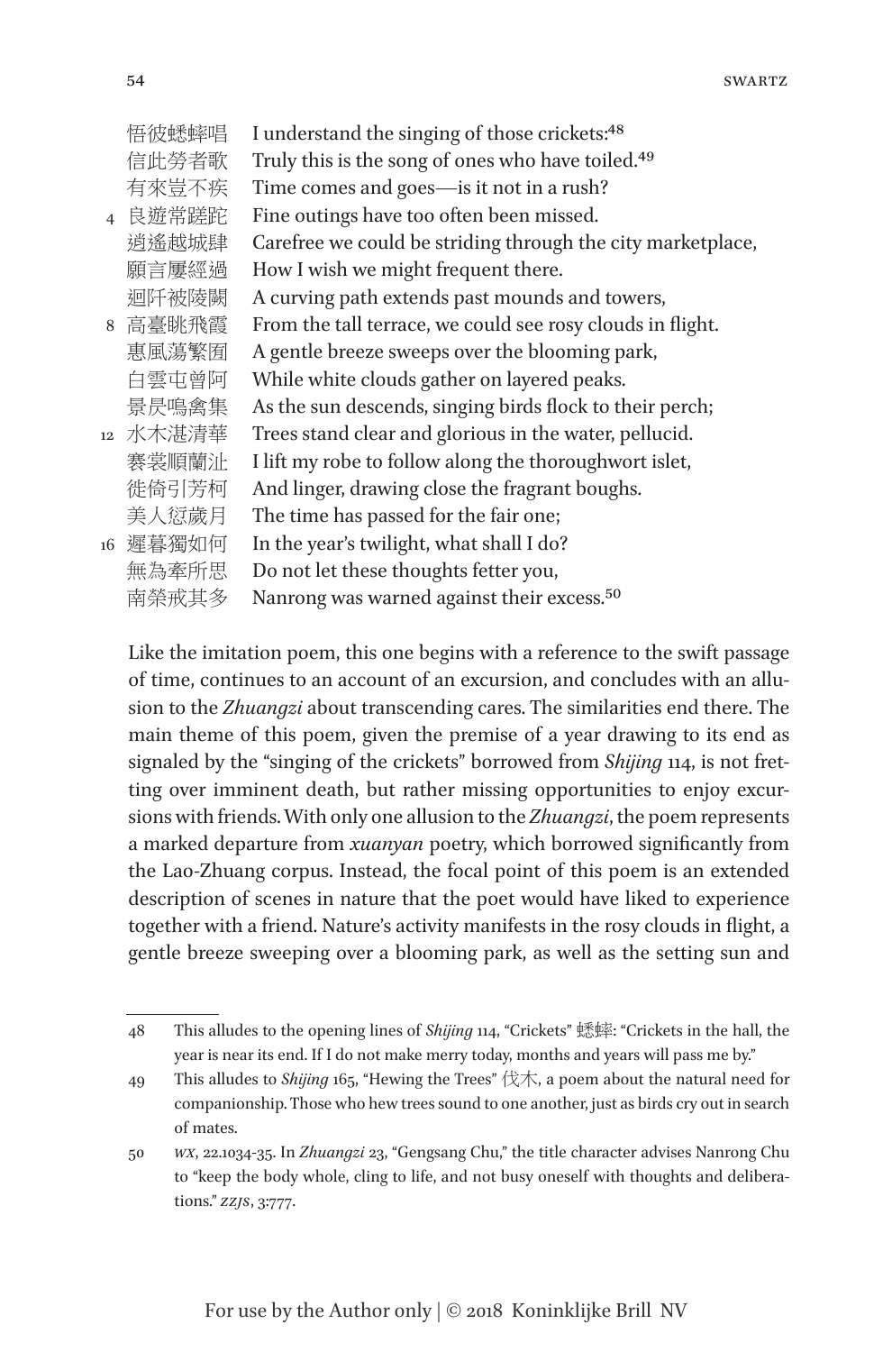| | | |
|---|---|---|
| | 悟彼蟋蟀唱 | I understand the singing of those crickets:[48] |
| | 信此勞者歌 | Truly this is the song of ones who have toiled.[49] |
| | 有來豈不疾 | Time comes and goes—is it not in a rush? |
| 4 | 良遊常蹉跎 | Fine outings have too often been missed. |
| | 逍遙越城肆 | Carefree we could be striding through the city marketplace, |
| | 願言屢經過 | How I wish we might frequent there. |
| | 迴阡被陵闕 | A curving path extends past mounds and towers, |
| 8 | 高臺眺飛霞 | From the tall terrace, we could see rosy clouds in flight. |
| | 惠風蕩繁囿 | A gentle breeze sweeps over the blooming park, |
| | 白雲屯曾阿 | While white clouds gather on layered peaks. |
| | 景昃鳴禽集 | As the sun descends, singing birds flock to their perch; |
| 12 | 水木湛清華 | Trees stand clear and glorious in the water, pellucid. |
| | 褰裳順蘭沚 | I lift my robe to follow along the thoroughwort islet, |
| | 徙倚引芳柯 | And linger, drawing close the fragrant boughs. |
| | 美人愆歲月 | The time has passed for the fair one; |
| 16 | 遲暮獨如何 | In the year's twilight, what shall I do? |
| | 無為牽所思 | Do not let these thoughts fetter you, |
| | 南榮戒其多 | Nanrong was warned against their excess.[50] |

Like the imitation poem, this one begins with a reference to the swift passage of time, continues to an account of an excursion, and concludes with an allusion to the *Zhuangzi* about transcending cares. The similarities end there. The main theme of this poem, given the premise of a year drawing to its end as signaled by the "singing of the crickets" borrowed from *Shijing* 114, is not fretting over imminent death, but rather missing opportunities to enjoy excursions with friends. With only one allusion to the *Zhuangzi*, the poem represents a marked departure from *xuanyan* poetry, which borrowed significantly from the Lao-Zhuang corpus. Instead, the focal point of this poem is an extended description of scenes in nature that the poet would have liked to experience together with a friend. Nature's activity manifests in the rosy clouds in flight, a gentle breeze sweeping over a blooming park, as well as the setting sun and

---

48 This alludes to the opening lines of *Shijing* 114, "Crickets" 蟋蟀: "Crickets in the hall, the year is near its end. If I do not make merry today, months and years will pass me by."

49 This alludes to *Shijing* 165, "Hewing the Trees" 伐木, a poem about the natural need for companionship. Those who hew trees sound to one another, just as birds cry out in search of mates.

50 *WX*, 22.1034-35. In *Zhuangzi* 23, "Gengsang Chu," the title character advises Nanrong Chu to "keep the body whole, cling to life, and not busy oneself with thoughts and deliberations." *ZZJS*, 3:777.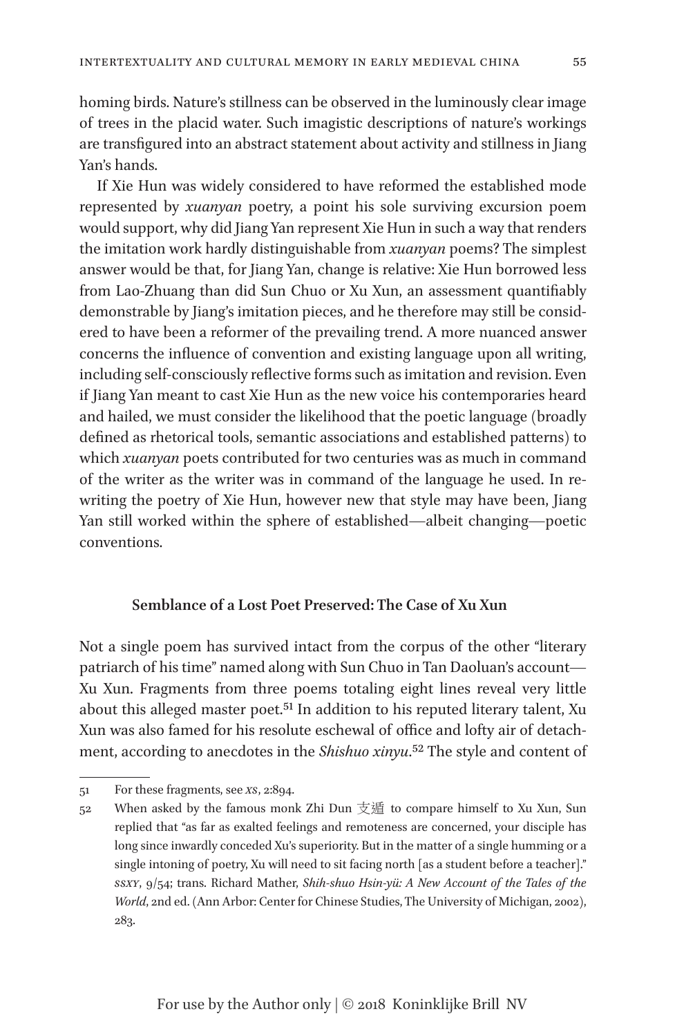homing birds. Nature's stillness can be observed in the luminously clear image of trees in the placid water. Such imagistic descriptions of nature's workings are transfigured into an abstract statement about activity and stillness in Jiang Yan's hands.

If Xie Hun was widely considered to have reformed the established mode represented by *xuanyan* poetry, a point his sole surviving excursion poem would support, why did Jiang Yan represent Xie Hun in such a way that renders the imitation work hardly distinguishable from *xuanyan* poems? The simplest answer would be that, for Jiang Yan, change is relative: Xie Hun borrowed less from Lao-Zhuang than did Sun Chuo or Xu Xun, an assessment quantifiably demonstrable by Jiang's imitation pieces, and he therefore may still be considered to have been a reformer of the prevailing trend. A more nuanced answer concerns the influence of convention and existing language upon all writing, including self-consciously reflective forms such as imitation and revision. Even if Jiang Yan meant to cast Xie Hun as the new voice his contemporaries heard and hailed, we must consider the likelihood that the poetic language (broadly defined as rhetorical tools, semantic associations and established patterns) to which *xuanyan* poets contributed for two centuries was as much in command of the writer as the writer was in command of the language he used. In rewriting the poetry of Xie Hun, however new that style may have been, Jiang Yan still worked within the sphere of established—albeit changing—poetic conventions.

### Semblance of a Lost Poet Preserved: The Case of Xu Xun

Not a single poem has survived intact from the corpus of the other "literary patriarch of his time" named along with Sun Chuo in Tan Daoluan's account—Xu Xun. Fragments from three poems totaling eight lines reveal very little about this alleged master poet.[51] In addition to his reputed literary talent, Xu Xun was also famed for his resolute eschewal of office and lofty air of detachment, according to anecdotes in the *Shishuo xinyu*.[52] The style and content of

---

51 For these fragments, see *XS*, 2:894.

52 When asked by the famous monk Zhi Dun 支遁 to compare himself to Xu Xun, Sun replied that "as far as exalted feelings and remoteness are concerned, your disciple has long since inwardly conceded Xu's superiority. But in the matter of a single humming or a single intoning of poetry, Xu will need to sit facing north [as a student before a teacher]." *SSXY*, 9/54; trans. Richard Mather, *Shih-shuo Hsin-yü: A New Account of the Tales of the World*, 2nd ed. (Ann Arbor: Center for Chinese Studies, The University of Michigan, 2002), 283.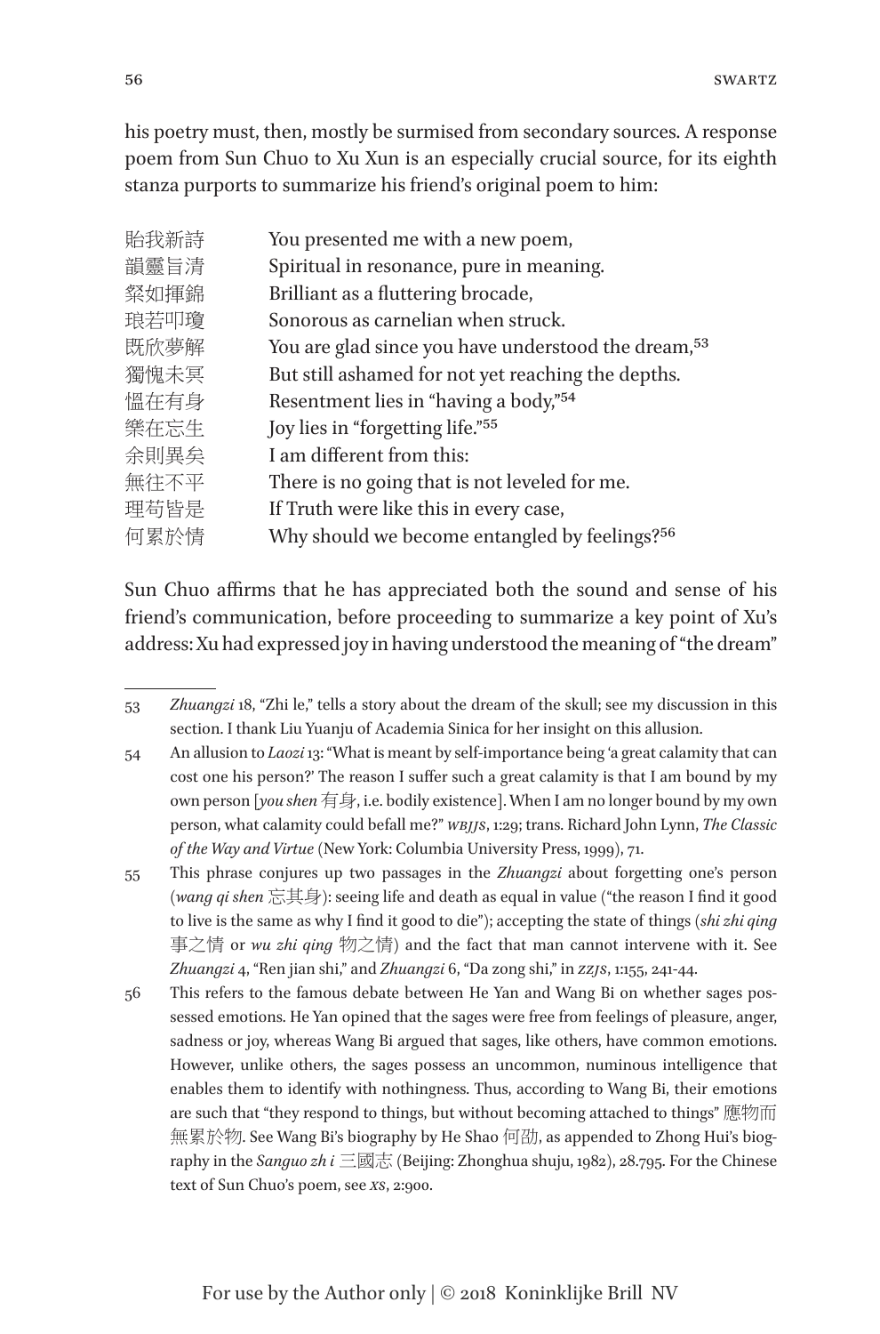his poetry must, then, mostly be surmised from secondary sources. A response poem from Sun Chuo to Xu Xun is an especially crucial source, for its eighth stanza purports to summarize his friend's original poem to him:

| | |
|---|---|
| 貽我新詩 | You presented me with a new poem, |
| 韻靈旨清 | Spiritual in resonance, pure in meaning. |
| 粲如揮錦 | Brilliant as a fluttering brocade, |
| 琅若叩瓊 | Sonorous as carnelian when struck. |
| 既欣夢解 | You are glad since you have understood the dream,[53] |
| 獨愧未冥 | But still ashamed for not yet reaching the depths. |
| 慍在有身 | Resentment lies in "having a body,"[54] |
| 樂在忘生 | Joy lies in "forgetting life."[55] |
| 余則異矣 | I am different from this: |
| 無往不平 | There is no going that is not leveled for me. |
| 理苟皆是 | If Truth were like this in every case, |
| 何累於情 | Why should we become entangled by feelings?[56] |

Sun Chuo affirms that he has appreciated both the sound and sense of his friend's communication, before proceeding to summarize a key point of Xu's address: Xu had expressed joy in having understood the meaning of "the dream"

---

53 *Zhuangzi* 18, "Zhi le," tells a story about the dream of the skull; see my discussion in this section. I thank Liu Yuanju of Academia Sinica for her insight on this allusion.

54 An allusion to *Laozi* 13: "What is meant by self-importance being 'a great calamity that can cost one his person?' The reason I suffer such a great calamity is that I am bound by my own person [*you shen* 有身, i.e. bodily existence]. When I am no longer bound by my own person, what calamity could befall me?" *WBJJS*, 1:29; trans. Richard John Lynn, *The Classic of the Way and Virtue* (New York: Columbia University Press, 1999), 71.

55 This phrase conjures up two passages in the *Zhuangzi* about forgetting one's person (*wang qi shen* 忘其身): seeing life and death as equal in value ("the reason I find it good to live is the same as why I find it good to die"); accepting the state of things (*shi zhi qing* 事之情 or *wu zhi qing* 物之情) and the fact that man cannot intervene with it. See *Zhuangzi* 4, "Ren jian shi," and *Zhuangzi* 6, "Da zong shi," in *ZZJS*, 1:155, 241-44.

56 This refers to the famous debate between He Yan and Wang Bi on whether sages possessed emotions. He Yan opined that the sages were free from feelings of pleasure, anger, sadness or joy, whereas Wang Bi argued that sages, like others, have common emotions. However, unlike others, the sages possess an uncommon, numinous intelligence that enables them to identify with nothingness. Thus, according to Wang Bi, their emotions are such that "they respond to things, but without becoming attached to things" 應物而無累於物. See Wang Bi's biography by He Shao 何劭, as appended to Zhong Hui's biography in the *Sanguo zh i* 三國志 (Beijing: Zhonghua shuju, 1982), 28.795. For the Chinese text of Sun Chuo's poem, see *XS*, 2:900.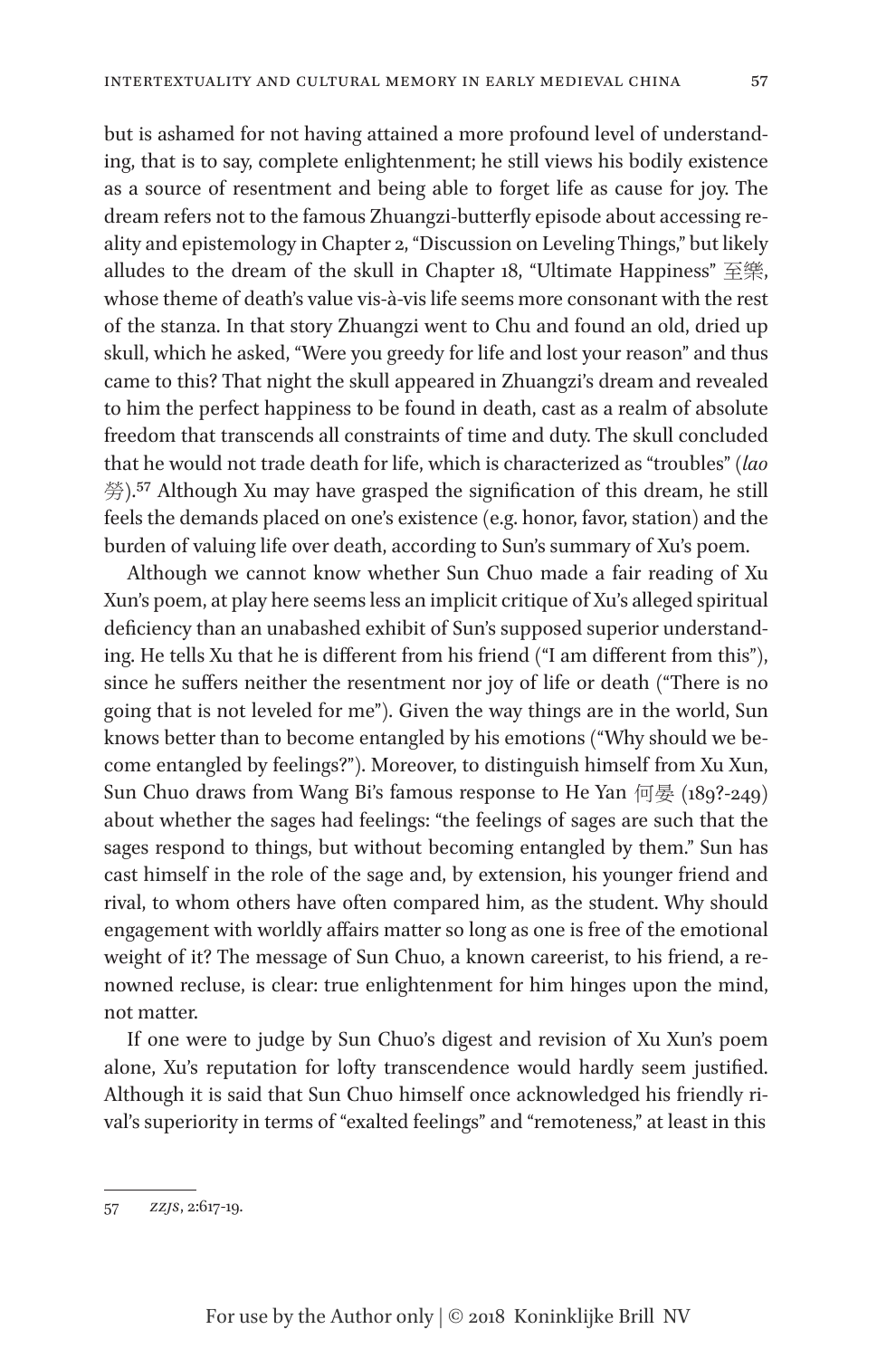but is ashamed for not having attained a more profound level of understanding, that is to say, complete enlightenment; he still views his bodily existence as a source of resentment and being able to forget life as cause for joy. The dream refers not to the famous Zhuangzi-butterfly episode about accessing reality and epistemology in Chapter 2, "Discussion on Leveling Things," but likely alludes to the dream of the skull in Chapter 18, "Ultimate Happiness" 至樂, whose theme of death's value vis-à-vis life seems more consonant with the rest of the stanza. In that story Zhuangzi went to Chu and found an old, dried up skull, which he asked, "Were you greedy for life and lost your reason" and thus came to this? That night the skull appeared in Zhuangzi's dream and revealed to him the perfect happiness to be found in death, cast as a realm of absolute freedom that transcends all constraints of time and duty. The skull concluded that he would not trade death for life, which is characterized as "troubles" (*lao* 勞).[57] Although Xu may have grasped the signification of this dream, he still feels the demands placed on one's existence (e.g. honor, favor, station) and the burden of valuing life over death, according to Sun's summary of Xu's poem.

Although we cannot know whether Sun Chuo made a fair reading of Xu Xun's poem, at play here seems less an implicit critique of Xu's alleged spiritual deficiency than an unabashed exhibit of Sun's supposed superior understanding. He tells Xu that he is different from his friend ("I am different from this"), since he suffers neither the resentment nor joy of life or death ("There is no going that is not leveled for me"). Given the way things are in the world, Sun knows better than to become entangled by his emotions ("Why should we become entangled by feelings?"). Moreover, to distinguish himself from Xu Xun, Sun Chuo draws from Wang Bi's famous response to He Yan 何晏 (189?-249) about whether the sages had feelings: "the feelings of sages are such that the sages respond to things, but without becoming entangled by them." Sun has cast himself in the role of the sage and, by extension, his younger friend and rival, to whom others have often compared him, as the student. Why should engagement with worldly affairs matter so long as one is free of the emotional weight of it? The message of Sun Chuo, a known careerist, to his friend, a renowned recluse, is clear: true enlightenment for him hinges upon the mind, not matter.

If one were to judge by Sun Chuo's digest and revision of Xu Xun's poem alone, Xu's reputation for lofty transcendence would hardly seem justified. Although it is said that Sun Chuo himself once acknowledged his friendly rival's superiority in terms of "exalted feelings" and "remoteness," at least in this

---

57 *ZZJS*, 2:617-19.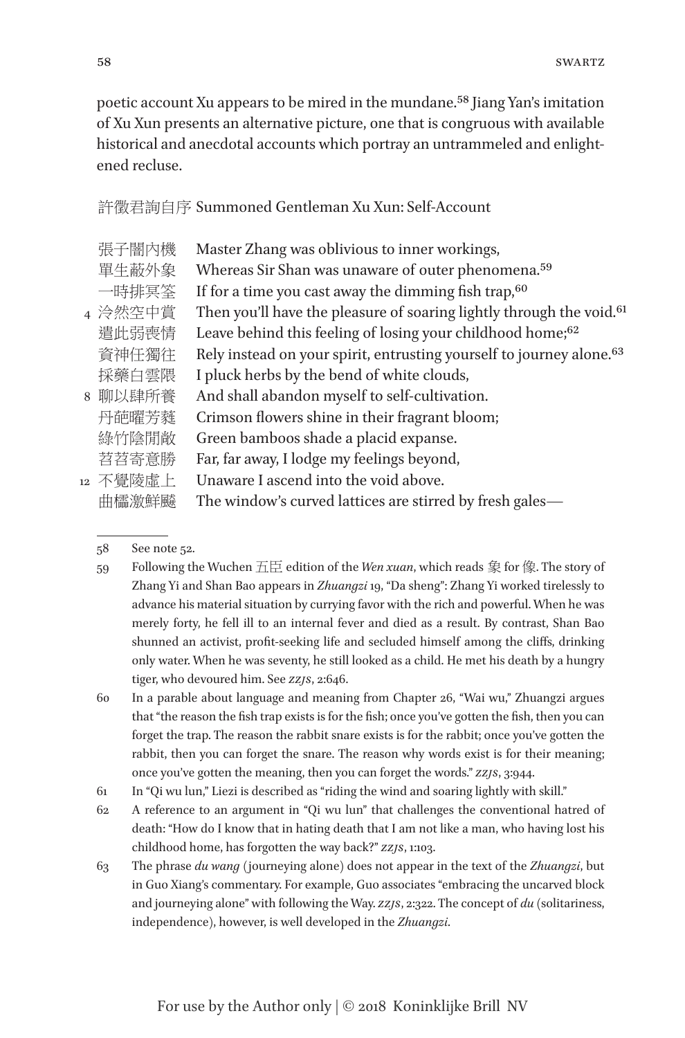poetic account Xu appears to be mired in the mundane.[58] Jiang Yan's imitation of Xu Xun presents an alternative picture, one that is congruous with available historical and anecdotal accounts which portray an untrammeled and enlightened recluse.

許徵君詢自序 Summoned Gentleman Xu Xun: Self-Account

| | | |
|---|---|---|
| | 張子闇內機 | Master Zhang was oblivious to inner workings, |
| | 單生蔽外象 | Whereas Sir Shan was unaware of outer phenomena.[59] |
| | 一時排冥筌 | If for a time you cast away the dimming fish trap,[60] |
| 4 | 泠然空中賞 | Then you'll have the pleasure of soaring lightly through the void.[61] |
| | 遣此弱喪情 | Leave behind this feeling of losing your childhood home;[62] |
| | 資神任獨往 | Rely instead on your spirit, entrusting yourself to journey alone.[63] |
| | 採藥白雲隈 | I pluck herbs by the bend of white clouds, |
| 8 | 聊以肆所養 | And shall abandon myself to self-cultivation. |
| | 丹葩曜芳蕤 | Crimson flowers shine in their fragrant bloom; |
| | 綠竹陰閒敞 | Green bamboos shade a placid expanse. |
| | 苕苕寄意勝 | Far, far away, I lodge my feelings beyond, |
| 12 | 不覺陵虛上 | Unaware I ascend into the void above. |
| | 曲櫺激鮮飈 | The window's curved lattices are stirred by fresh gales— |

---

58 See note 52.

59 Following the Wuchen 五臣 edition of the *Wen xuan*, which reads 象 for 像. The story of Zhang Yi and Shan Bao appears in *Zhuangzi* 19, "Da sheng": Zhang Yi worked tirelessly to advance his material situation by currying favor with the rich and powerful. When he was merely forty, he fell ill to an internal fever and died as a result. By contrast, Shan Bao shunned an activist, profit-seeking life and secluded himself among the cliffs, drinking only water. When he was seventy, he still looked as a child. He met his death by a hungry tiger, who devoured him. See *ZZJS*, 2:646.

60 In a parable about language and meaning from Chapter 26, "Wai wu," Zhuangzi argues that "the reason the fish trap exists is for the fish; once you've gotten the fish, then you can forget the trap. The reason the rabbit snare exists is for the rabbit; once you've gotten the rabbit, then you can forget the snare. The reason why words exist is for their meaning; once you've gotten the meaning, then you can forget the words." *ZZJS*, 3:944.

61 In "Qi wu lun," Liezi is described as "riding the wind and soaring lightly with skill."

62 A reference to an argument in "Qi wu lun" that challenges the conventional hatred of death: "How do I know that in hating death that I am not like a man, who having lost his childhood home, has forgotten the way back?" *ZZJS*, 1:103.

63 The phrase *du wang* (journeying alone) does not appear in the text of the *Zhuangzi*, but in Guo Xiang's commentary. For example, Guo associates "embracing the uncarved block and journeying alone" with following the Way. *ZZJS*, 2:322. The concept of *du* (solitariness, independence), however, is well developed in the *Zhuangzi*.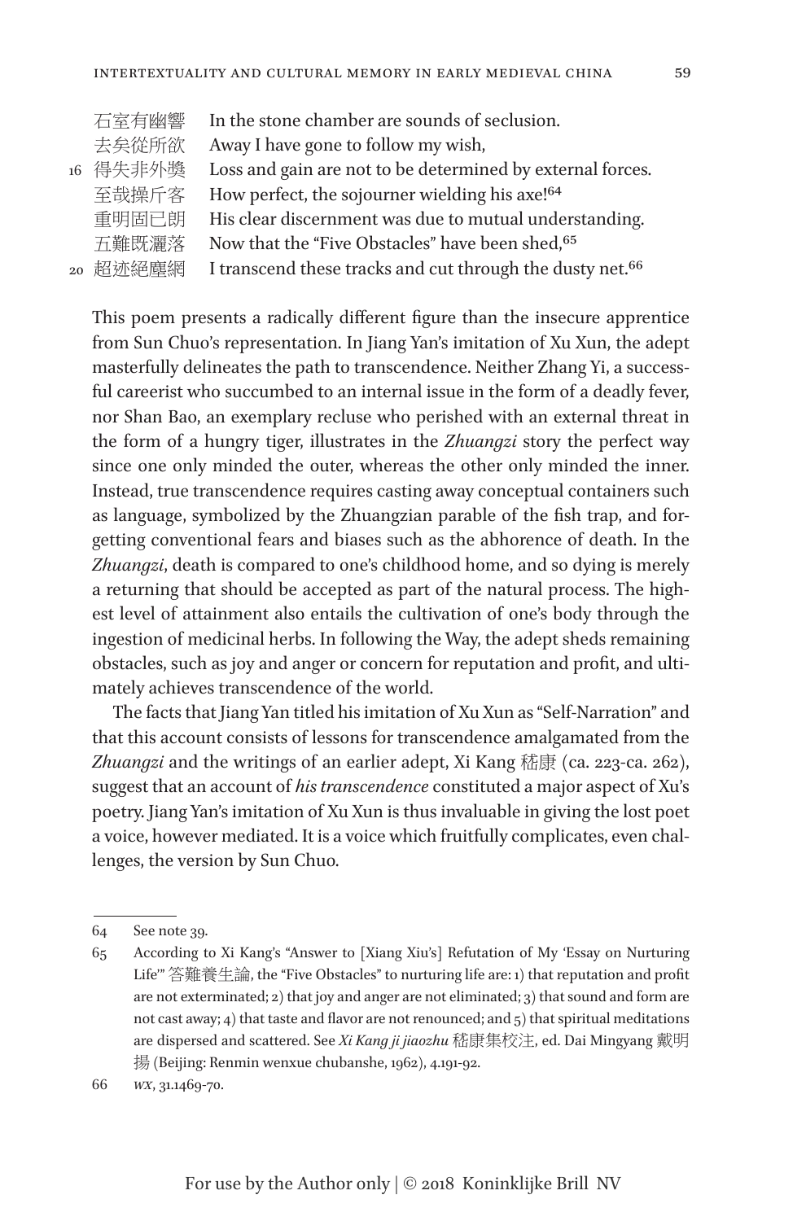| | | |
|---|---|---|
| | 石室有幽響 | In the stone chamber are sounds of seclusion. |
| | 去矣從所欲 | Away I have gone to follow my wish, |
| 16 | 得失非外獎 | Loss and gain are not to be determined by external forces. |
| | 至哉操斤客 | How perfect, the sojourner wielding his axe![64] |
| | 重明固已朗 | His clear discernment was due to mutual understanding. |
| | 五難既灑落 | Now that the "Five Obstacles" have been shed,[65] |
| 20 | 超迹絕塵網 | I transcend these tracks and cut through the dusty net.[66] |

This poem presents a radically different figure than the insecure apprentice from Sun Chuo's representation. In Jiang Yan's imitation of Xu Xun, the adept masterfully delineates the path to transcendence. Neither Zhang Yi, a successful careerist who succumbed to an internal issue in the form of a deadly fever, nor Shan Bao, an exemplary recluse who perished with an external threat in the form of a hungry tiger, illustrates in the *Zhuangzi* story the perfect way since one only minded the outer, whereas the other only minded the inner. Instead, true transcendence requires casting away conceptual containers such as language, symbolized by the Zhuangzian parable of the fish trap, and forgetting conventional fears and biases such as the abhorence of death. In the *Zhuangzi*, death is compared to one's childhood home, and so dying is merely a returning that should be accepted as part of the natural process. The highest level of attainment also entails the cultivation of one's body through the ingestion of medicinal herbs. In following the Way, the adept sheds remaining obstacles, such as joy and anger or concern for reputation and profit, and ultimately achieves transcendence of the world.

The facts that Jiang Yan titled his imitation of Xu Xun as "Self-Narration" and that this account consists of lessons for transcendence amalgamated from the *Zhuangzi* and the writings of an earlier adept, Xi Kang 嵇康 (ca. 223-ca. 262), suggest that an account of *his transcendence* constituted a major aspect of Xu's poetry. Jiang Yan's imitation of Xu Xun is thus invaluable in giving the lost poet a voice, however mediated. It is a voice which fruitfully complicates, even challenges, the version by Sun Chuo.

---

64 See note 39.

65 According to Xi Kang's "Answer to [Xiang Xiu's] Refutation of My 'Essay on Nurturing Life'" 答難養生論, the "Five Obstacles" to nurturing life are: 1) that reputation and profit are not exterminated; 2) that joy and anger are not eliminated; 3) that sound and form are not cast away; 4) that taste and flavor are not renounced; and 5) that spiritual meditations are dispersed and scattered. See *Xi Kang ji jiaozhu* 嵇康集校注, ed. Dai Mingyang 戴明揚 (Beijing: Renmin wenxue chubanshe, 1962), 4.191-92.

66 *WX*, 31.1469-70.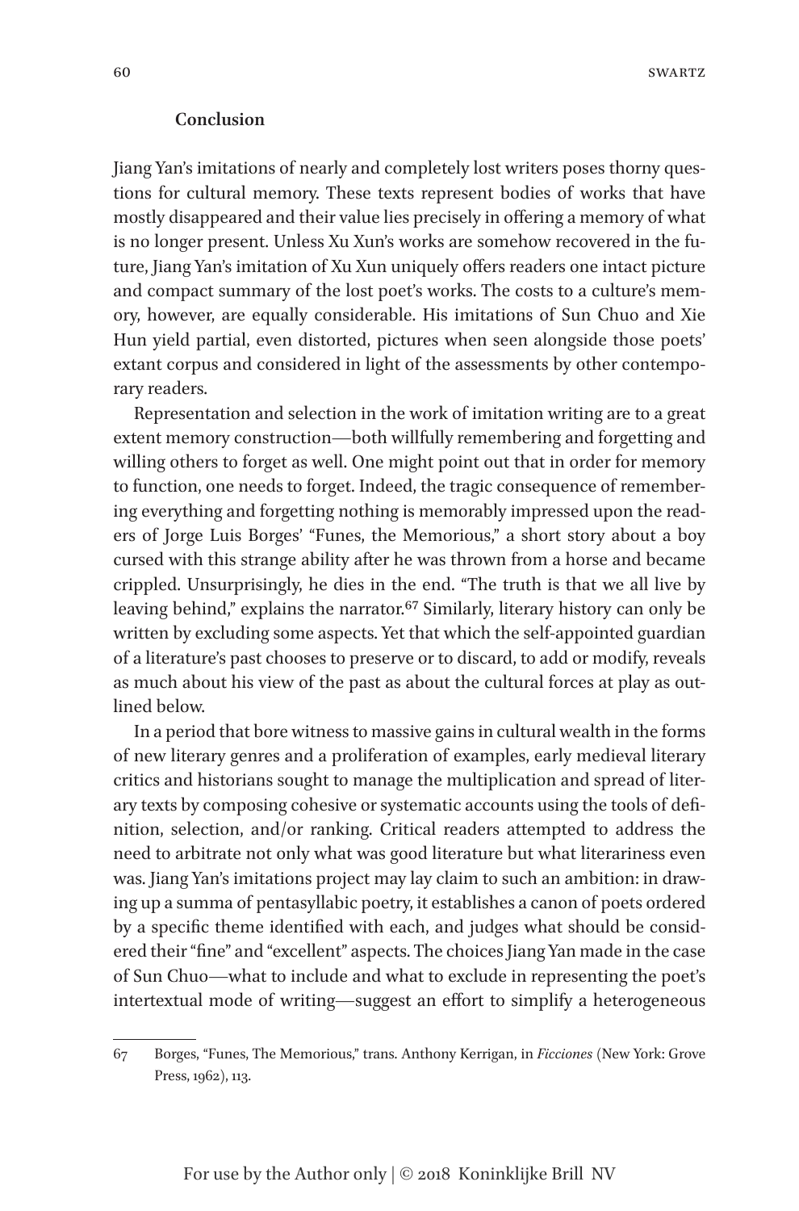### Conclusion

Jiang Yan's imitations of nearly and completely lost writers poses thorny questions for cultural memory. These texts represent bodies of works that have mostly disappeared and their value lies precisely in offering a memory of what is no longer present. Unless Xu Xun's works are somehow recovered in the future, Jiang Yan's imitation of Xu Xun uniquely offers readers one intact picture and compact summary of the lost poet's works. The costs to a culture's memory, however, are equally considerable. His imitations of Sun Chuo and Xie Hun yield partial, even distorted, pictures when seen alongside those poets' extant corpus and considered in light of the assessments by other contemporary readers.

Representation and selection in the work of imitation writing are to a great extent memory construction—both willfully remembering and forgetting and willing others to forget as well. One might point out that in order for memory to function, one needs to forget. Indeed, the tragic consequence of remembering everything and forgetting nothing is memorably impressed upon the readers of Jorge Luis Borges' "Funes, the Memorious," a short story about a boy cursed with this strange ability after he was thrown from a horse and became crippled. Unsurprisingly, he dies in the end. "The truth is that we all live by leaving behind," explains the narrator.[67] Similarly, literary history can only be written by excluding some aspects. Yet that which the self-appointed guardian of a literature's past chooses to preserve or to discard, to add or modify, reveals as much about his view of the past as about the cultural forces at play as outlined below.

In a period that bore witness to massive gains in cultural wealth in the forms of new literary genres and a proliferation of examples, early medieval literary critics and historians sought to manage the multiplication and spread of literary texts by composing cohesive or systematic accounts using the tools of definition, selection, and/or ranking. Critical readers attempted to address the need to arbitrate not only what was good literature but what literariness even was. Jiang Yan's imitations project may lay claim to such an ambition: in drawing up a summa of pentasyllabic poetry, it establishes a canon of poets ordered by a specific theme identified with each, and judges what should be considered their "fine" and "excellent" aspects. The choices Jiang Yan made in the case of Sun Chuo—what to include and what to exclude in representing the poet's intertextual mode of writing—suggest an effort to simplify a heterogeneous

---

67 Borges, "Funes, The Memorious," trans. Anthony Kerrigan, in *Ficciones* (New York: Grove Press, 1962), 113.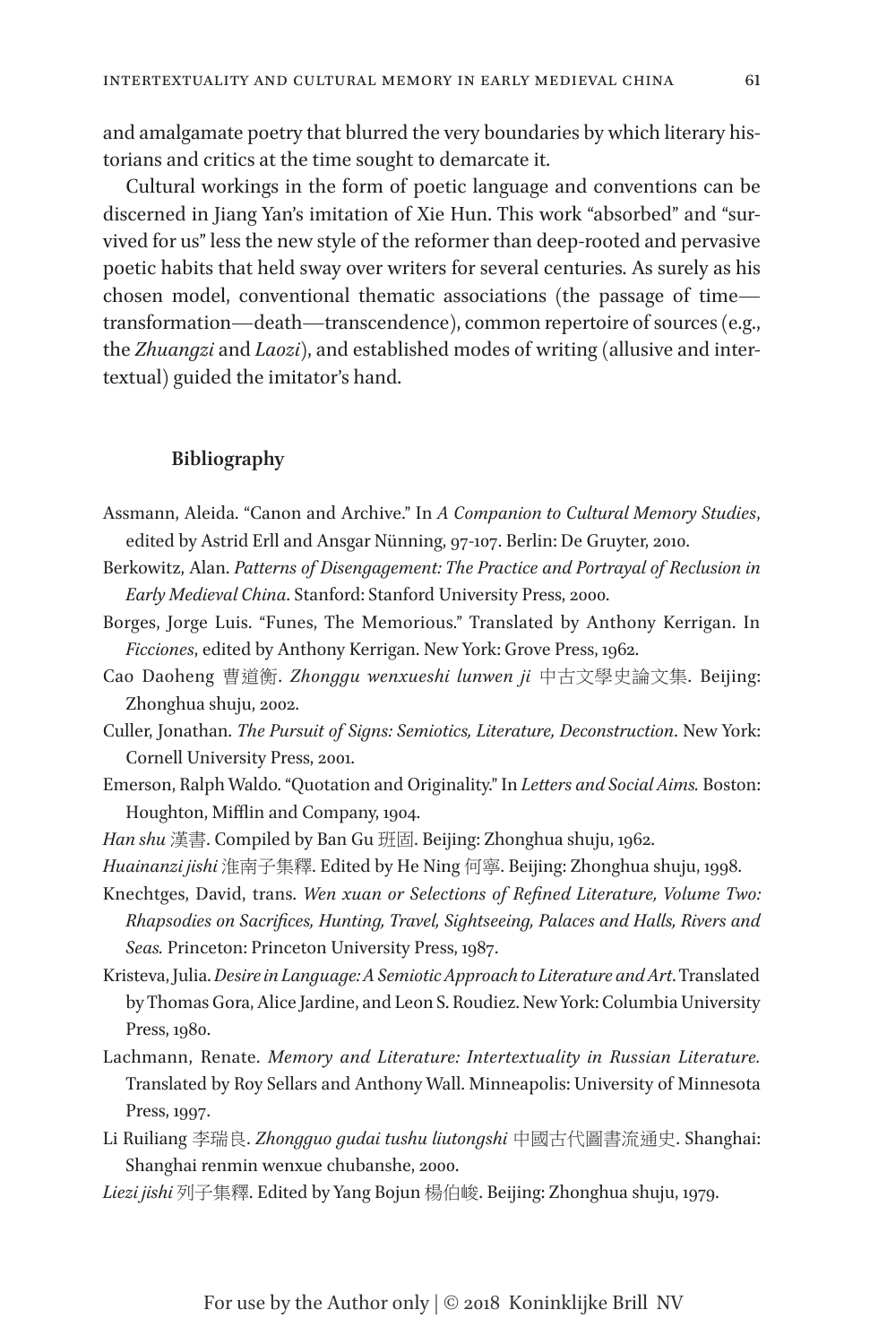and amalgamate poetry that blurred the very boundaries by which literary historians and critics at the time sought to demarcate it.

Cultural workings in the form of poetic language and conventions can be discerned in Jiang Yan's imitation of Xie Hun. This work "absorbed" and "survived for us" less the new style of the reformer than deep-rooted and pervasive poetic habits that held sway over writers for several centuries. As surely as his chosen model, conventional thematic associations (the passage of time—transformation—death—transcendence), common repertoire of sources (e.g., the *Zhuangzi* and *Laozi*), and established modes of writing (allusive and intertextual) guided the imitator's hand.

## Bibliography

Assmann, Aleida. "Canon and Archive." In *A Companion to Cultural Memory Studies*, edited by Astrid Erll and Ansgar Nünning, 97-107. Berlin: De Gruyter, 2010.

Berkowitz, Alan. *Patterns of Disengagement: The Practice and Portrayal of Reclusion in Early Medieval China*. Stanford: Stanford University Press, 2000.

Borges, Jorge Luis. "Funes, The Memorious." Translated by Anthony Kerrigan. In *Ficciones*, edited by Anthony Kerrigan. New York: Grove Press, 1962.

Cao Daoheng 曹道衡. *Zhonggu wenxueshi lunwen ji* 中古文學史論文集. Beijing: Zhonghua shuju, 2002.

Culler, Jonathan. *The Pursuit of Signs: Semiotics, Literature, Deconstruction*. New York: Cornell University Press, 2001.

Emerson, Ralph Waldo. "Quotation and Originality." In *Letters and Social Aims.* Boston: Houghton, Mifflin and Company, 1904.

*Han shu* 漢書. Compiled by Ban Gu 班固. Beijing: Zhonghua shuju, 1962.

*Huainanzi jishi* 淮南子集釋. Edited by He Ning 何寧. Beijing: Zhonghua shuju, 1998.

Knechtges, David, trans. *Wen xuan or Selections of Refined Literature, Volume Two: Rhapsodies on Sacrifices, Hunting, Travel, Sightseeing, Palaces and Halls, Rivers and Seas.* Princeton: Princeton University Press, 1987.

Kristeva, Julia. *Desire in Language: A Semiotic Approach to Literature and Art*. Translated by Thomas Gora, Alice Jardine, and Leon S. Roudiez. New York: Columbia University Press, 1980.

Lachmann, Renate. *Memory and Literature: Intertextuality in Russian Literature.* Translated by Roy Sellars and Anthony Wall. Minneapolis: University of Minnesota Press, 1997.

Li Ruiliang 李瑞良. *Zhongguo gudai tushu liutongshi* 中國古代圖書流通史. Shanghai: Shanghai renmin wenxue chubanshe, 2000.

*Liezi jishi* 列子集釋. Edited by Yang Bojun 楊伯峻. Beijing: Zhonghua shuju, 1979.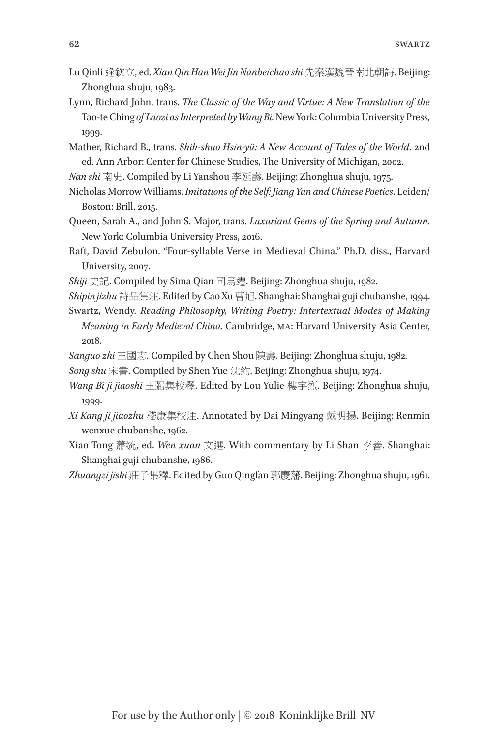Lu Qinli 逯欽立, ed. *Xian Qin Han Wei Jin Nanbeichao shi* 先秦漢魏晉南北朝詩. Beijing: Zhonghua shuju, 1983.

Lynn, Richard John, trans. *The Classic of the Way and Virtue: A New Translation of the* Tao-te Ching *of Laozi as Interpreted by Wang Bi*. New York: Columbia University Press, 1999.

Mather, Richard B., trans. *Shih-shuo Hsin-yü: A New Account of Tales of the World*. 2nd ed. Ann Arbor: Center for Chinese Studies, The University of Michigan, 2002.

*Nan shi* 南史. Compiled by Li Yanshou 李延壽. Beijing: Zhonghua shuju, 1975.

Nicholas Morrow Williams. *Imitations of the Self: Jiang Yan and Chinese Poetics*. Leiden/Boston: Brill, 2015.

Queen, Sarah A., and John S. Major, trans. *Luxuriant Gems of the Spring and Autumn*. New York: Columbia University Press, 2016.

Raft, David Zebulon. "Four-syllable Verse in Medieval China." Ph.D. diss., Harvard University, 2007.

*Shiji* 史記. Compiled by Sima Qian 司馬遷. Beijing: Zhonghua shuju, 1982.

*Shipin jizhu* 詩品集注. Edited by Cao Xu 曹旭. Shanghai: Shanghai guji chubanshe, 1994.

Swartz, Wendy. *Reading Philosophy, Writing Poetry: Intertextual Modes of Making Meaning in Early Medieval China*. Cambridge, MA: Harvard University Asia Center, 2018.

*Sanguo zhi* 三國志. Compiled by Chen Shou 陳壽. Beijing: Zhonghua shuju, 1982.

*Song shu* 宋書. Compiled by Shen Yue 沈約. Beijing: Zhonghua shuju, 1974.

*Wang Bi ji jiaoshi* 王弼集校釋. Edited by Lou Yulie 樓宇烈. Beijing: Zhonghua shuju, 1999.

*Xi Kang ji jiaozhu* 嵇康集校注. Annotated by Dai Mingyang 戴明揚. Beijing: Renmin wenxue chubanshe, 1962.

Xiao Tong 蕭統, ed. *Wen xuan* 文選. With commentary by Li Shan 李善. Shanghai: Shanghai guji chubanshe, 1986.

*Zhuangzi jishi* 莊子集釋. Edited by Guo Qingfan 郭慶藩. Beijing: Zhonghua shuju, 1961.